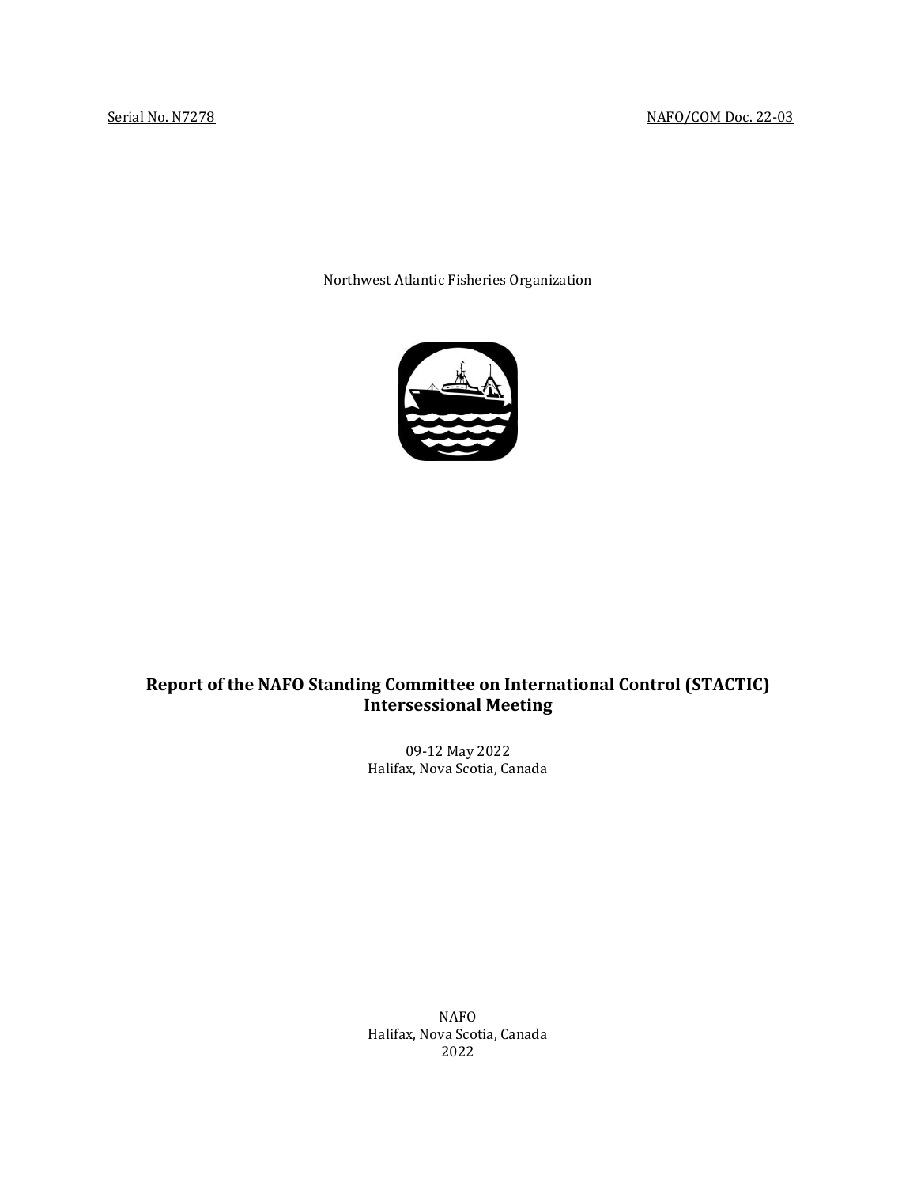Serial No. N7278 NAFO/COM Doc. 22-03

Northwest Atlantic Fisheries Organization

# Report of the NAFO Standing Committee on International Control (STACTIC) Intersessional Meeting

09-12 May 2022
Halifax, Nova Scotia, Canada

NAFO
Halifax, Nova Scotia, Canada
2022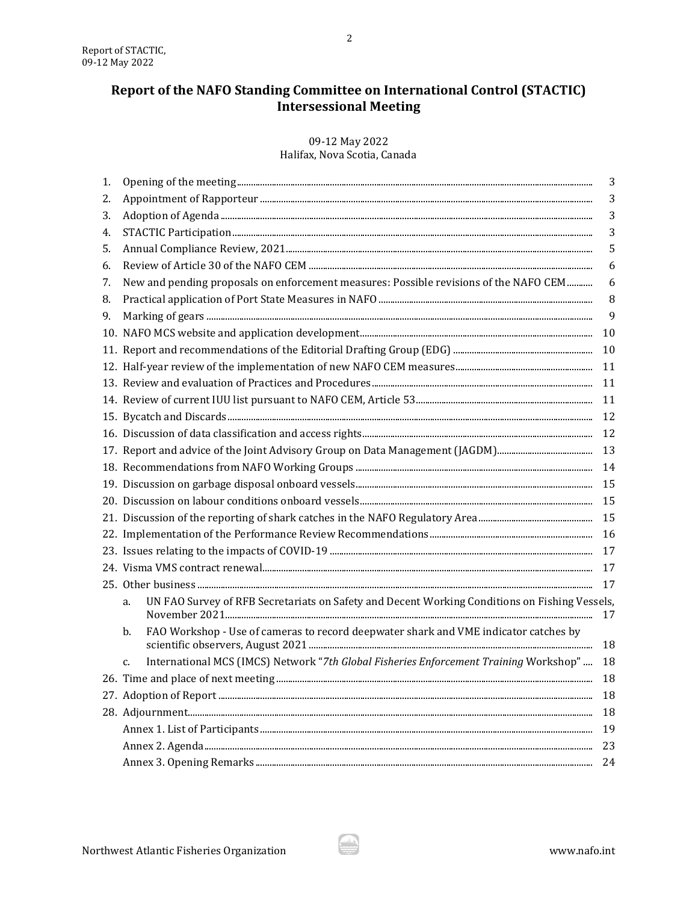# Report of the NAFO Standing Committee on International Control (STACTIC) Intersessional Meeting

09-12 May 2022
Halifax, Nova Scotia, Canada

| | | |
|---|---|---|
| 1. | Opening of the meeting | 3 |
| 2. | Appointment of Rapporteur | 3 |
| 3. | Adoption of Agenda | 3 |
| 4. | STACTIC Participation | 3 |
| 5. | Annual Compliance Review, 2021 | 5 |
| 6. | Review of Article 30 of the NAFO CEM | 6 |
| 7. | New and pending proposals on enforcement measures: Possible revisions of the NAFO CEM | 6 |
| 8. | Practical application of Port State Measures in NAFO | 8 |
| 9. | Marking of gears | 9 |
| 10. | NAFO MCS website and application development | 10 |
| 11. | Report and recommendations of the Editorial Drafting Group (EDG) | 10 |
| 12. | Half-year review of the implementation of new NAFO CEM measures | 11 |
| 13. | Review and evaluation of Practices and Procedures | 11 |
| 14. | Review of current IUU list pursuant to NAFO CEM, Article 53 | 11 |
| 15. | Bycatch and Discards | 12 |
| 16. | Discussion of data classification and access rights | 12 |
| 17. | Report and advice of the Joint Advisory Group on Data Management (JAGDM) | 13 |
| 18. | Recommendations from NAFO Working Groups | 14 |
| 19. | Discussion on garbage disposal onboard vessels | 15 |
| 20. | Discussion on labour conditions onboard vessels | 15 |
| 21. | Discussion of the reporting of shark catches in the NAFO Regulatory Area | 15 |
| 22. | Implementation of the Performance Review Recommendations | 16 |
| 23. | Issues relating to the impacts of COVID-19 | 17 |
| 24. | Visma VMS contract renewal | 17 |
| 25. | Other business | 17 |
| | a. UN FAO Survey of RFB Secretariats on Safety and Decent Working Conditions on Fishing Vessels, November 2021 | 17 |
| | b. FAO Workshop - Use of cameras to record deepwater shark and VME indicator catches by scientific observers, August 2021 | 18 |
| | c. International MCS (IMCS) Network "*7th Global Fisheries Enforcement Training* Workshop" | 18 |
| 26. | Time and place of next meeting | 18 |
| 27. | Adoption of Report | 18 |
| 28. | Adjournment | 18 |
| | Annex 1. List of Participants | 19 |
| | Annex 2. Agenda | 23 |
| | Annex 3. Opening Remarks | 24 |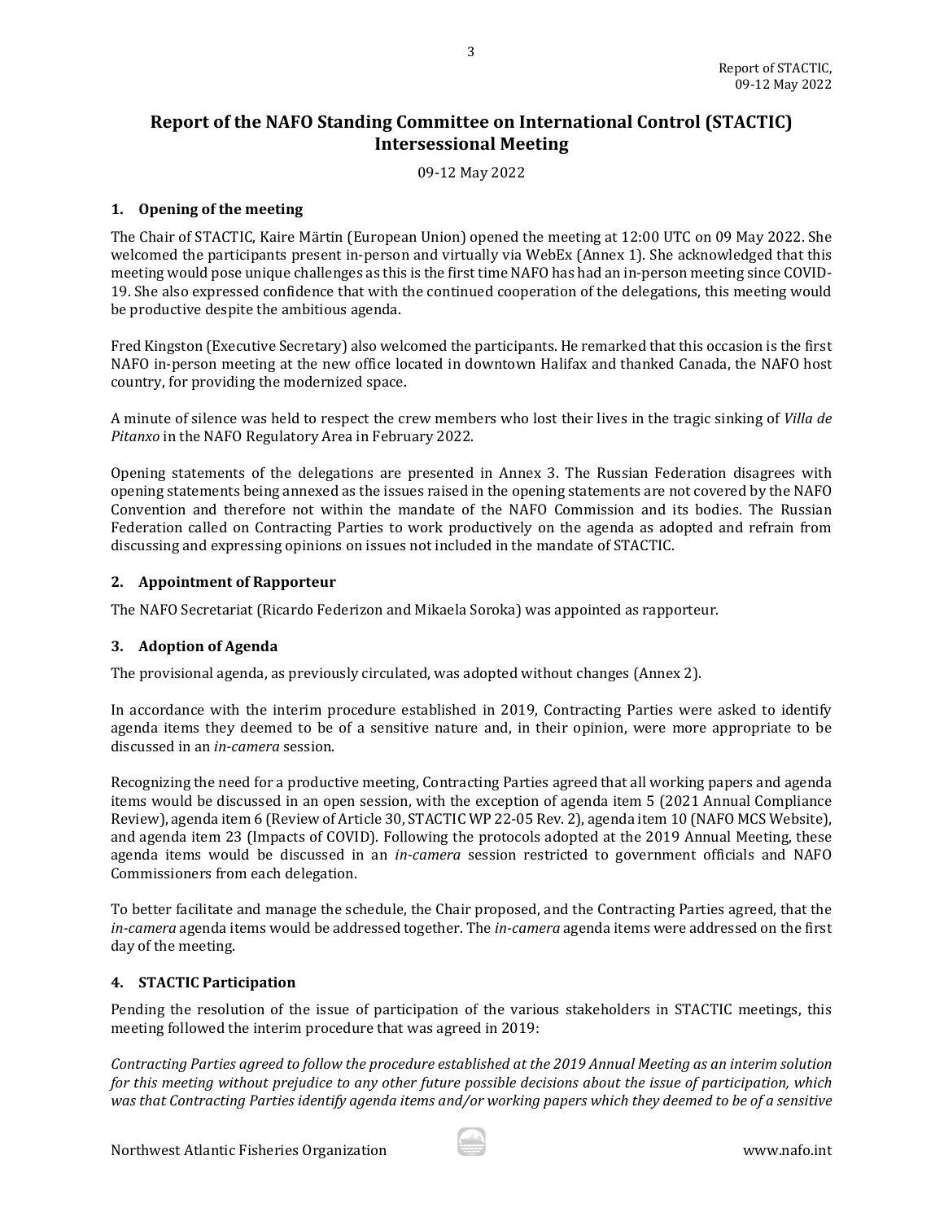# Report of the NAFO Standing Committee on International Control (STACTIC) Intersessional Meeting

09-12 May 2022

## 1. Opening of the meeting

The Chair of STACTIC, Kaire Märtin (European Union) opened the meeting at 12:00 UTC on 09 May 2022. She welcomed the participants present in-person and virtually via WebEx (Annex 1). She acknowledged that this meeting would pose unique challenges as this is the first time NAFO has had an in-person meeting since COVID-19. She also expressed confidence that with the continued cooperation of the delegations, this meeting would be productive despite the ambitious agenda.

Fred Kingston (Executive Secretary) also welcomed the participants. He remarked that this occasion is the first NAFO in-person meeting at the new office located in downtown Halifax and thanked Canada, the NAFO host country, for providing the modernized space.

A minute of silence was held to respect the crew members who lost their lives in the tragic sinking of *Villa de Pitanxo* in the NAFO Regulatory Area in February 2022.

Opening statements of the delegations are presented in Annex 3. The Russian Federation disagrees with opening statements being annexed as the issues raised in the opening statements are not covered by the NAFO Convention and therefore not within the mandate of the NAFO Commission and its bodies. The Russian Federation called on Contracting Parties to work productively on the agenda as adopted and refrain from discussing and expressing opinions on issues not included in the mandate of STACTIC.

## 2. Appointment of Rapporteur

The NAFO Secretariat (Ricardo Federizon and Mikaela Soroka) was appointed as rapporteur.

## 3. Adoption of Agenda

The provisional agenda, as previously circulated, was adopted without changes (Annex 2).

In accordance with the interim procedure established in 2019, Contracting Parties were asked to identify agenda items they deemed to be of a sensitive nature and, in their opinion, were more appropriate to be discussed in an *in-camera* session.

Recognizing the need for a productive meeting, Contracting Parties agreed that all working papers and agenda items would be discussed in an open session, with the exception of agenda item 5 (2021 Annual Compliance Review), agenda item 6 (Review of Article 30, STACTIC WP 22-05 Rev. 2), agenda item 10 (NAFO MCS Website), and agenda item 23 (Impacts of COVID). Following the protocols adopted at the 2019 Annual Meeting, these agenda items would be discussed in an *in-camera* session restricted to government officials and NAFO Commissioners from each delegation.

To better facilitate and manage the schedule, the Chair proposed, and the Contracting Parties agreed, that the *in-camera* agenda items would be addressed together. The *in-camera* agenda items were addressed on the first day of the meeting.

## 4. STACTIC Participation

Pending the resolution of the issue of participation of the various stakeholders in STACTIC meetings, this meeting followed the interim procedure that was agreed in 2019:

*Contracting Parties agreed to follow the procedure established at the 2019 Annual Meeting as an interim solution for this meeting without prejudice to any other future possible decisions about the issue of participation, which was that Contracting Parties identify agenda items and/or working papers which they deemed to be of a sensitive*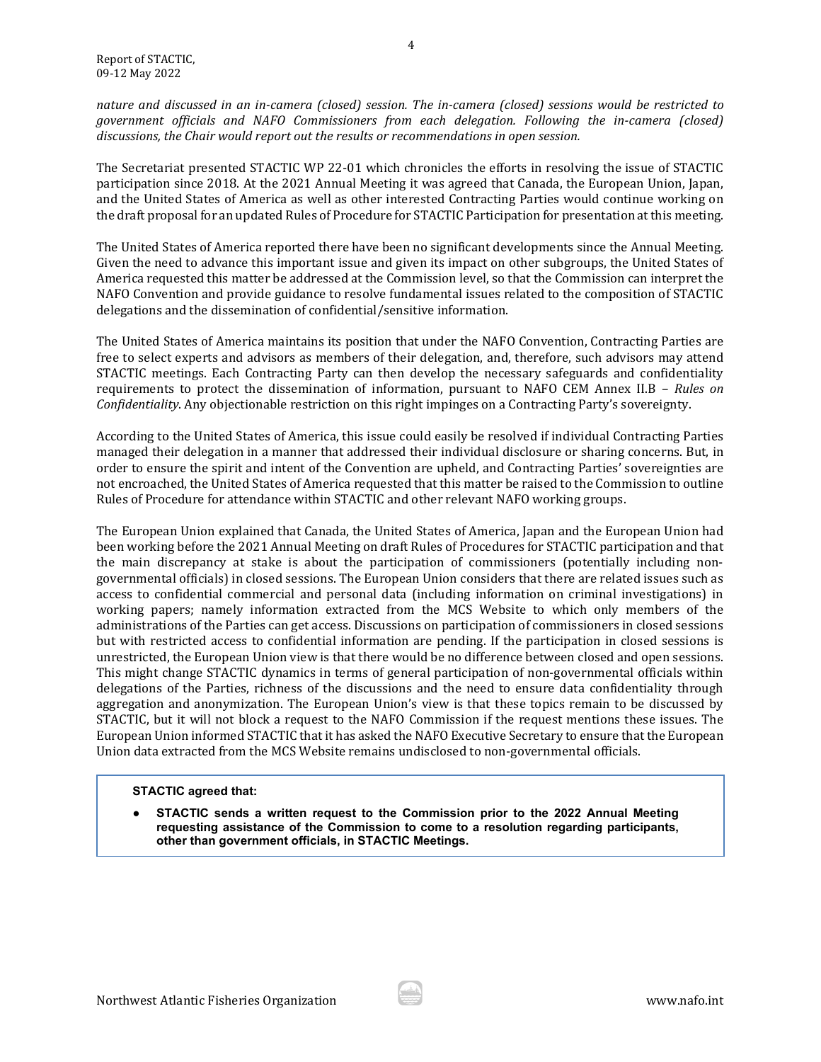*nature and discussed in an in-camera (closed) session. The in-camera (closed) sessions would be restricted to government officials and NAFO Commissioners from each delegation. Following the in-camera (closed) discussions, the Chair would report out the results or recommendations in open session.*

The Secretariat presented STACTIC WP 22-01 which chronicles the efforts in resolving the issue of STACTIC participation since 2018. At the 2021 Annual Meeting it was agreed that Canada, the European Union, Japan, and the United States of America as well as other interested Contracting Parties would continue working on the draft proposal for an updated Rules of Procedure for STACTIC Participation for presentation at this meeting.

The United States of America reported there have been no significant developments since the Annual Meeting. Given the need to advance this important issue and given its impact on other subgroups, the United States of America requested this matter be addressed at the Commission level, so that the Commission can interpret the NAFO Convention and provide guidance to resolve fundamental issues related to the composition of STACTIC delegations and the dissemination of confidential/sensitive information.

The United States of America maintains its position that under the NAFO Convention, Contracting Parties are free to select experts and advisors as members of their delegation, and, therefore, such advisors may attend STACTIC meetings. Each Contracting Party can then develop the necessary safeguards and confidentiality requirements to protect the dissemination of information, pursuant to NAFO CEM Annex II.B – *Rules on Confidentiality*. Any objectionable restriction on this right impinges on a Contracting Party's sovereignty.

According to the United States of America, this issue could easily be resolved if individual Contracting Parties managed their delegation in a manner that addressed their individual disclosure or sharing concerns. But, in order to ensure the spirit and intent of the Convention are upheld, and Contracting Parties' sovereignties are not encroached, the United States of America requested that this matter be raised to the Commission to outline Rules of Procedure for attendance within STACTIC and other relevant NAFO working groups.

The European Union explained that Canada, the United States of America, Japan and the European Union had been working before the 2021 Annual Meeting on draft Rules of Procedures for STACTIC participation and that the main discrepancy at stake is about the participation of commissioners (potentially including non-governmental officials) in closed sessions. The European Union considers that there are related issues such as access to confidential commercial and personal data (including information on criminal investigations) in working papers; namely information extracted from the MCS Website to which only members of the administrations of the Parties can get access. Discussions on participation of commissioners in closed sessions but with restricted access to confidential information are pending. If the participation in closed sessions is unrestricted, the European Union view is that there would be no difference between closed and open sessions. This might change STACTIC dynamics in terms of general participation of non-governmental officials within delegations of the Parties, richness of the discussions and the need to ensure data confidentiality through aggregation and anonymization. The European Union's view is that these topics remain to be discussed by STACTIC, but it will not block a request to the NAFO Commission if the request mentions these issues. The European Union informed STACTIC that it has asked the NAFO Executive Secretary to ensure that the European Union data extracted from the MCS Website remains undisclosed to non-governmental officials.

**STACTIC agreed that:**

- **STACTIC sends a written request to the Commission prior to the 2022 Annual Meeting requesting assistance of the Commission to come to a resolution regarding participants, other than government officials, in STACTIC Meetings.**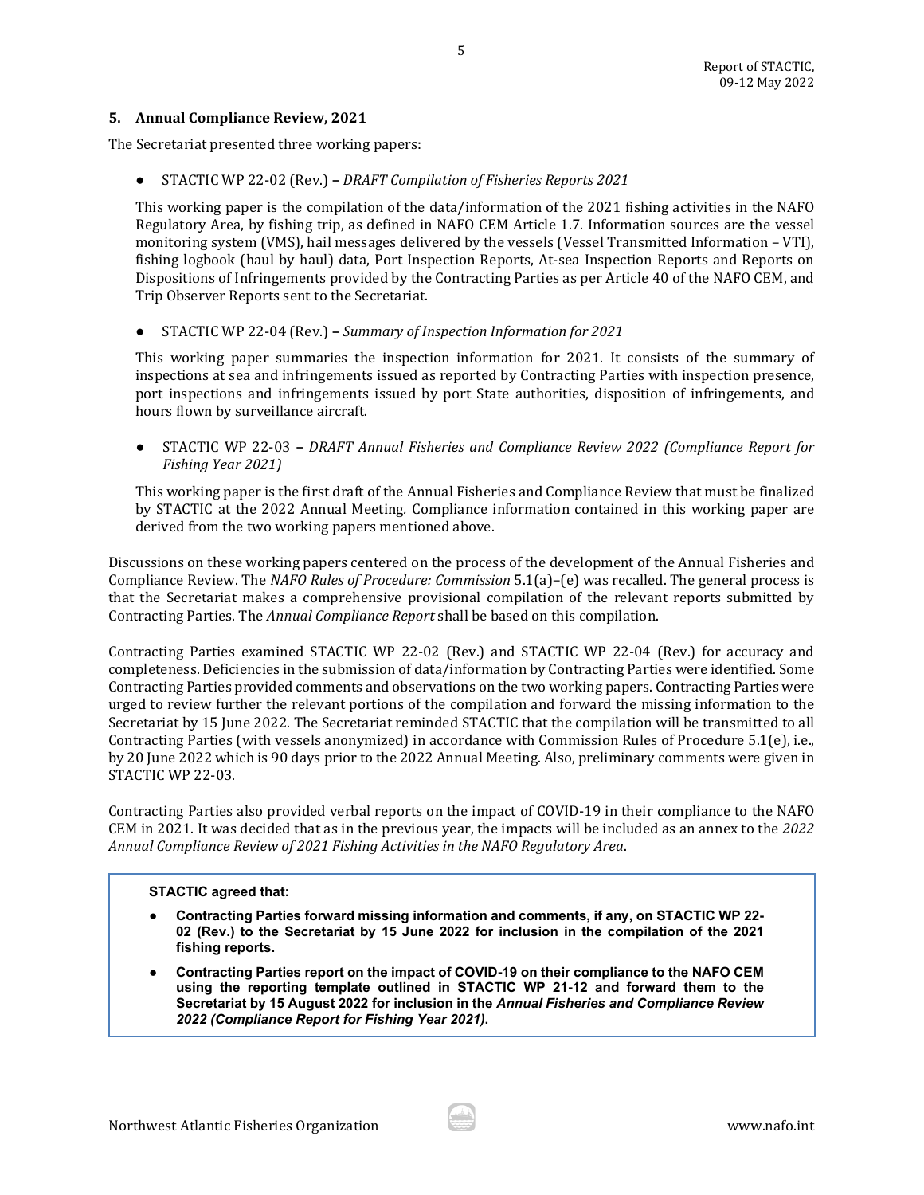## 5. Annual Compliance Review, 2021

The Secretariat presented three working papers:

- STACTIC WP 22-02 (Rev.) – *DRAFT Compilation of Fisheries Reports 2021*

  This working paper is the compilation of the data/information of the 2021 fishing activities in the NAFO Regulatory Area, by fishing trip, as defined in NAFO CEM Article 1.7. Information sources are the vessel monitoring system (VMS), hail messages delivered by the vessels (Vessel Transmitted Information – VTI), fishing logbook (haul by haul) data, Port Inspection Reports, At-sea Inspection Reports and Reports on Dispositions of Infringements provided by the Contracting Parties as per Article 40 of the NAFO CEM, and Trip Observer Reports sent to the Secretariat.

- STACTIC WP 22-04 (Rev.) – *Summary of Inspection Information for 2021*

  This working paper summaries the inspection information for 2021. It consists of the summary of inspections at sea and infringements issued as reported by Contracting Parties with inspection presence, port inspections and infringements issued by port State authorities, disposition of infringements, and hours flown by surveillance aircraft.

- STACTIC WP 22-03 – *DRAFT Annual Fisheries and Compliance Review 2022 (Compliance Report for Fishing Year 2021)*

  This working paper is the first draft of the Annual Fisheries and Compliance Review that must be finalized by STACTIC at the 2022 Annual Meeting. Compliance information contained in this working paper are derived from the two working papers mentioned above.

Discussions on these working papers centered on the process of the development of the Annual Fisheries and Compliance Review. The *NAFO Rules of Procedure: Commission* 5.1(a)–(e) was recalled. The general process is that the Secretariat makes a comprehensive provisional compilation of the relevant reports submitted by Contracting Parties. The *Annual Compliance Report* shall be based on this compilation.

Contracting Parties examined STACTIC WP 22-02 (Rev.) and STACTIC WP 22-04 (Rev.) for accuracy and completeness. Deficiencies in the submission of data/information by Contracting Parties were identified. Some Contracting Parties provided comments and observations on the two working papers. Contracting Parties were urged to review further the relevant portions of the compilation and forward the missing information to the Secretariat by 15 June 2022. The Secretariat reminded STACTIC that the compilation will be transmitted to all Contracting Parties (with vessels anonymized) in accordance with Commission Rules of Procedure 5.1(e), i.e., by 20 June 2022 which is 90 days prior to the 2022 Annual Meeting. Also, preliminary comments were given in STACTIC WP 22-03.

Contracting Parties also provided verbal reports on the impact of COVID-19 in their compliance to the NAFO CEM in 2021. It was decided that as in the previous year, the impacts will be included as an annex to the *2022 Annual Compliance Review of 2021 Fishing Activities in the NAFO Regulatory Area*.

**STACTIC agreed that:**

- **Contracting Parties forward missing information and comments, if any, on STACTIC WP 22-02 (Rev.) to the Secretariat by 15 June 2022 for inclusion in the compilation of the 2021 fishing reports.**
- **Contracting Parties report on the impact of COVID-19 on their compliance to the NAFO CEM using the reporting template outlined in STACTIC WP 21-12 and forward them to the Secretariat by 15 August 2022 for inclusion in the *Annual Fisheries and Compliance Review 2022 (Compliance Report for Fishing Year 2021)*.**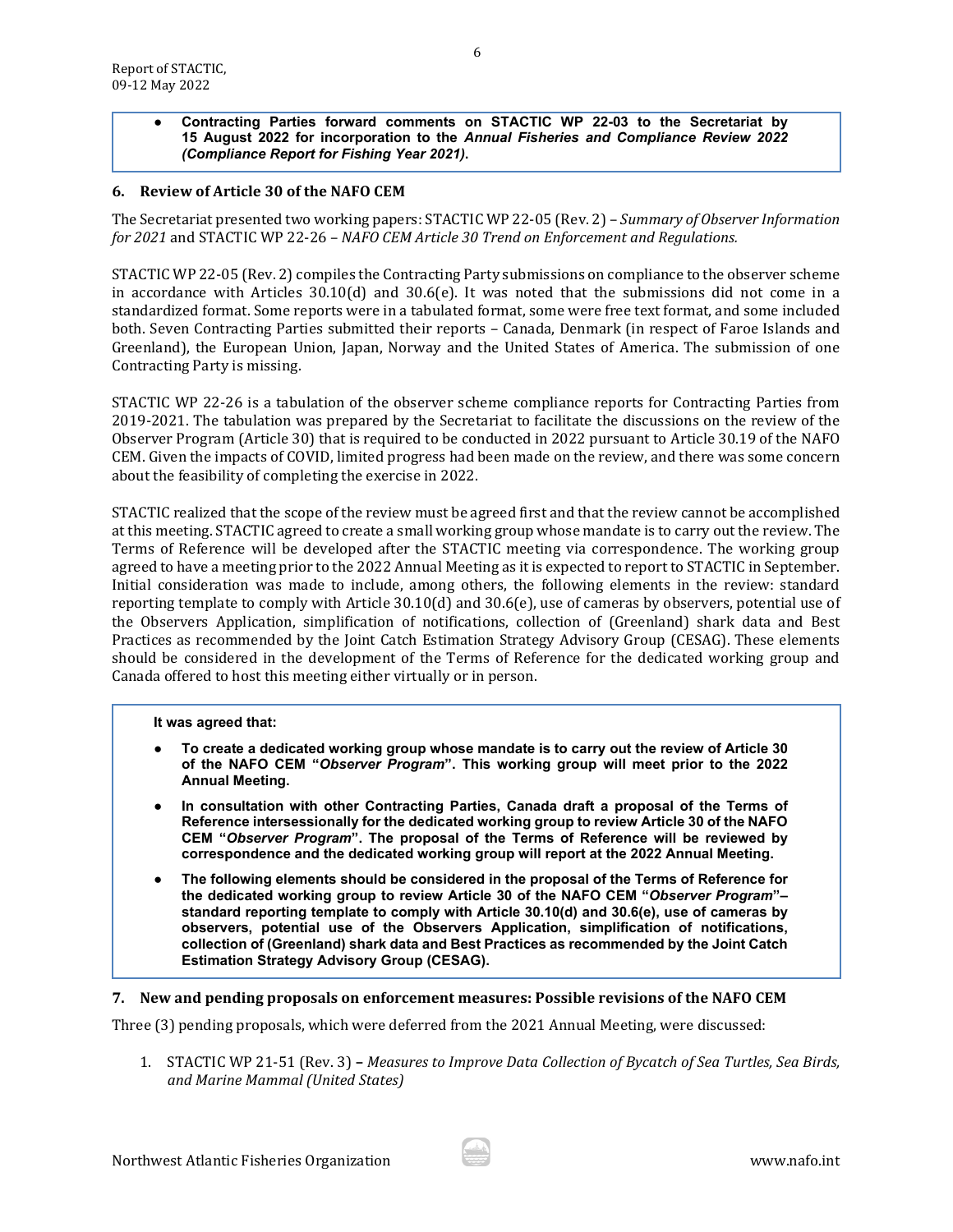- **Contracting Parties forward comments on STACTIC WP 22-03 to the Secretariat by 15 August 2022 for incorporation to the *Annual Fisheries and Compliance Review 2022 (Compliance Report for Fishing Year 2021)*.**

## 6. Review of Article 30 of the NAFO CEM

The Secretariat presented two working papers: STACTIC WP 22-05 (Rev. 2) – *Summary of Observer Information for 2021* and STACTIC WP 22-26 – *NAFO CEM Article 30 Trend on Enforcement and Regulations.*

STACTIC WP 22-05 (Rev. 2) compiles the Contracting Party submissions on compliance to the observer scheme in accordance with Articles 30.10(d) and 30.6(e). It was noted that the submissions did not come in a standardized format. Some reports were in a tabulated format, some were free text format, and some included both. Seven Contracting Parties submitted their reports – Canada, Denmark (in respect of Faroe Islands and Greenland), the European Union, Japan, Norway and the United States of America. The submission of one Contracting Party is missing.

STACTIC WP 22-26 is a tabulation of the observer scheme compliance reports for Contracting Parties from 2019-2021. The tabulation was prepared by the Secretariat to facilitate the discussions on the review of the Observer Program (Article 30) that is required to be conducted in 2022 pursuant to Article 30.19 of the NAFO CEM. Given the impacts of COVID, limited progress had been made on the review, and there was some concern about the feasibility of completing the exercise in 2022.

STACTIC realized that the scope of the review must be agreed first and that the review cannot be accomplished at this meeting. STACTIC agreed to create a small working group whose mandate is to carry out the review. The Terms of Reference will be developed after the STACTIC meeting via correspondence. The working group agreed to have a meeting prior to the 2022 Annual Meeting as it is expected to report to STACTIC in September. Initial consideration was made to include, among others, the following elements in the review: standard reporting template to comply with Article 30.10(d) and 30.6(e), use of cameras by observers, potential use of the Observers Application, simplification of notifications, collection of (Greenland) shark data and Best Practices as recommended by the Joint Catch Estimation Strategy Advisory Group (CESAG). These elements should be considered in the development of the Terms of Reference for the dedicated working group and Canada offered to host this meeting either virtually or in person.

**It was agreed that:**

- **To create a dedicated working group whose mandate is to carry out the review of Article 30 of the NAFO CEM "*Observer Program*". This working group will meet prior to the 2022 Annual Meeting.**
- **In consultation with other Contracting Parties, Canada draft a proposal of the Terms of Reference intersessionally for the dedicated working group to review Article 30 of the NAFO CEM "*Observer Program*". The proposal of the Terms of Reference will be reviewed by correspondence and the dedicated working group will report at the 2022 Annual Meeting.**
- **The following elements should be considered in the proposal of the Terms of Reference for the dedicated working group to review Article 30 of the NAFO CEM "*Observer Program*"– standard reporting template to comply with Article 30.10(d) and 30.6(e), use of cameras by observers, potential use of the Observers Application, simplification of notifications, collection of (Greenland) shark data and Best Practices as recommended by the Joint Catch Estimation Strategy Advisory Group (CESAG).**

## 7. New and pending proposals on enforcement measures: Possible revisions of the NAFO CEM

Three (3) pending proposals, which were deferred from the 2021 Annual Meeting, were discussed:

1. STACTIC WP 21-51 (Rev. 3) – *Measures to Improve Data Collection of Bycatch of Sea Turtles, Sea Birds, and Marine Mammal (United States)*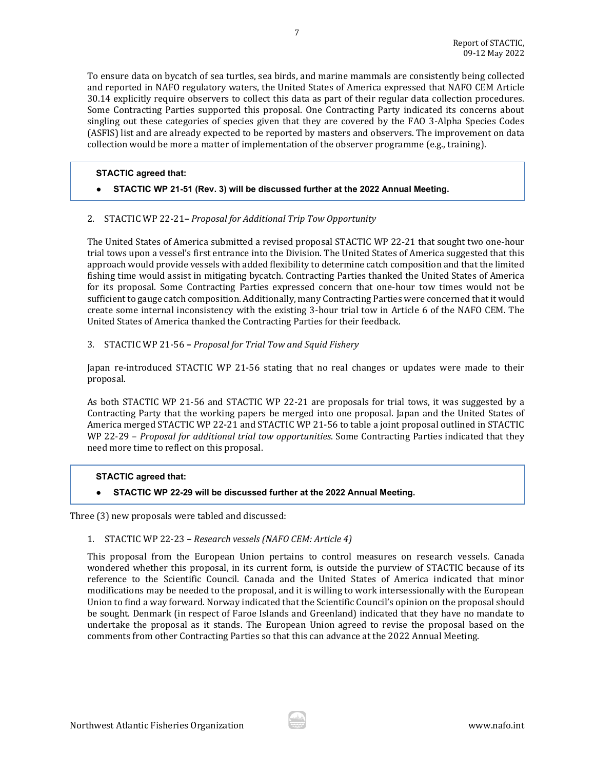To ensure data on bycatch of sea turtles, sea birds, and marine mammals are consistently being collected and reported in NAFO regulatory waters, the United States of America expressed that NAFO CEM Article 30.14 explicitly require observers to collect this data as part of their regular data collection procedures. Some Contracting Parties supported this proposal. One Contracting Party indicated its concerns about singling out these categories of species given that they are covered by the FAO 3-Alpha Species Codes (ASFIS) list and are already expected to be reported by masters and observers. The improvement on data collection would be more a matter of implementation of the observer programme (e.g., training).

> **STACTIC agreed that:**
>
> - **STACTIC WP 21-51 (Rev. 3) will be discussed further at the 2022 Annual Meeting.**

2. STACTIC WP 22-21 – *Proposal for Additional Trip Tow Opportunity*

The United States of America submitted a revised proposal STACTIC WP 22-21 that sought two one-hour trial tows upon a vessel's first entrance into the Division. The United States of America suggested that this approach would provide vessels with added flexibility to determine catch composition and that the limited fishing time would assist in mitigating bycatch. Contracting Parties thanked the United States of America for its proposal. Some Contracting Parties expressed concern that one-hour tow times would not be sufficient to gauge catch composition. Additionally, many Contracting Parties were concerned that it would create some internal inconsistency with the existing 3-hour trial tow in Article 6 of the NAFO CEM. The United States of America thanked the Contracting Parties for their feedback.

3. STACTIC WP 21-56 – *Proposal for Trial Tow and Squid Fishery*

Japan re-introduced STACTIC WP 21-56 stating that no real changes or updates were made to their proposal.

As both STACTIC WP 21-56 and STACTIC WP 22-21 are proposals for trial tows, it was suggested by a Contracting Party that the working papers be merged into one proposal. Japan and the United States of America merged STACTIC WP 22-21 and STACTIC WP 21-56 to table a joint proposal outlined in STACTIC WP 22-29 – *Proposal for additional trial tow opportunities*. Some Contracting Parties indicated that they need more time to reflect on this proposal.

> **STACTIC agreed that:**
>
> - **STACTIC WP 22-29 will be discussed further at the 2022 Annual Meeting.**

Three (3) new proposals were tabled and discussed:

1. STACTIC WP 22-23 – *Research vessels (NAFO CEM: Article 4)*

This proposal from the European Union pertains to control measures on research vessels. Canada wondered whether this proposal, in its current form, is outside the purview of STACTIC because of its reference to the Scientific Council. Canada and the United States of America indicated that minor modifications may be needed to the proposal, and it is willing to work intersessionally with the European Union to find a way forward. Norway indicated that the Scientific Council's opinion on the proposal should be sought. Denmark (in respect of Faroe Islands and Greenland) indicated that they have no mandate to undertake the proposal as it stands. The European Union agreed to revise the proposal based on the comments from other Contracting Parties so that this can advance at the 2022 Annual Meeting.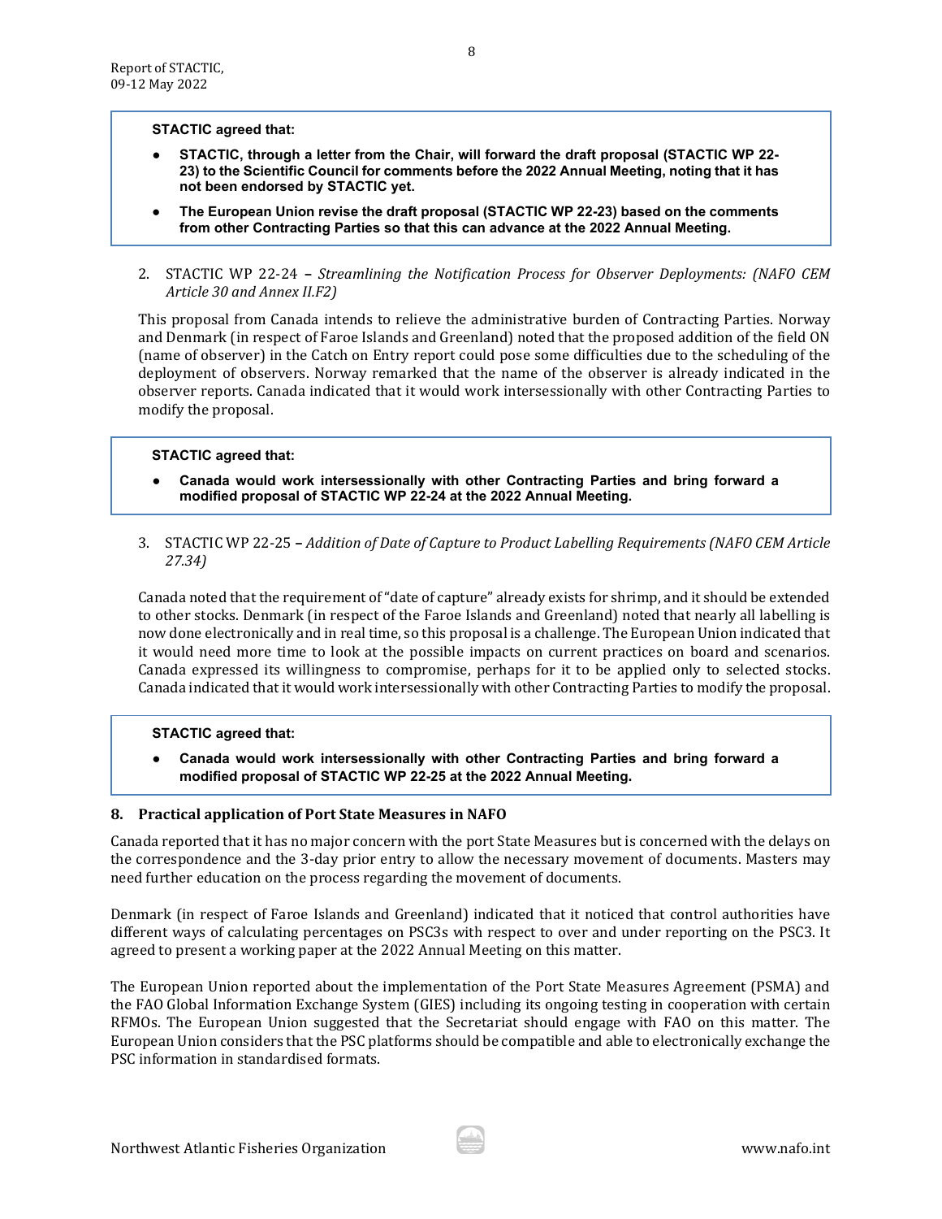**STACTIC agreed that:**

- **STACTIC, through a letter from the Chair, will forward the draft proposal (STACTIC WP 22-23) to the Scientific Council for comments before the 2022 Annual Meeting, noting that it has not been endorsed by STACTIC yet.**
- **The European Union revise the draft proposal (STACTIC WP 22-23) based on the comments from other Contracting Parties so that this can advance at the 2022 Annual Meeting.**

2. STACTIC WP 22-24 – *Streamlining the Notification Process for Observer Deployments: (NAFO CEM Article 30 and Annex II.F2)*

This proposal from Canada intends to relieve the administrative burden of Contracting Parties. Norway and Denmark (in respect of Faroe Islands and Greenland) noted that the proposed addition of the field ON (name of observer) in the Catch on Entry report could pose some difficulties due to the scheduling of the deployment of observers. Norway remarked that the name of the observer is already indicated in the observer reports. Canada indicated that it would work intersessionally with other Contracting Parties to modify the proposal.

**STACTIC agreed that:**

- **Canada would work intersessionally with other Contracting Parties and bring forward a modified proposal of STACTIC WP 22-24 at the 2022 Annual Meeting.**

3. STACTIC WP 22-25 – *Addition of Date of Capture to Product Labelling Requirements (NAFO CEM Article 27.34)*

Canada noted that the requirement of "date of capture" already exists for shrimp, and it should be extended to other stocks. Denmark (in respect of the Faroe Islands and Greenland) noted that nearly all labelling is now done electronically and in real time, so this proposal is a challenge. The European Union indicated that it would need more time to look at the possible impacts on current practices on board and scenarios. Canada expressed its willingness to compromise, perhaps for it to be applied only to selected stocks. Canada indicated that it would work intersessionally with other Contracting Parties to modify the proposal.

**STACTIC agreed that:**

- **Canada would work intersessionally with other Contracting Parties and bring forward a modified proposal of STACTIC WP 22-25 at the 2022 Annual Meeting.**

## 8. Practical application of Port State Measures in NAFO

Canada reported that it has no major concern with the port State Measures but is concerned with the delays on the correspondence and the 3-day prior entry to allow the necessary movement of documents. Masters may need further education on the process regarding the movement of documents.

Denmark (in respect of Faroe Islands and Greenland) indicated that it noticed that control authorities have different ways of calculating percentages on PSC3s with respect to over and under reporting on the PSC3. It agreed to present a working paper at the 2022 Annual Meeting on this matter.

The European Union reported about the implementation of the Port State Measures Agreement (PSMA) and the FAO Global Information Exchange System (GIES) including its ongoing testing in cooperation with certain RFMOs. The European Union suggested that the Secretariat should engage with FAO on this matter. The European Union considers that the PSC platforms should be compatible and able to electronically exchange the PSC information in standardised formats.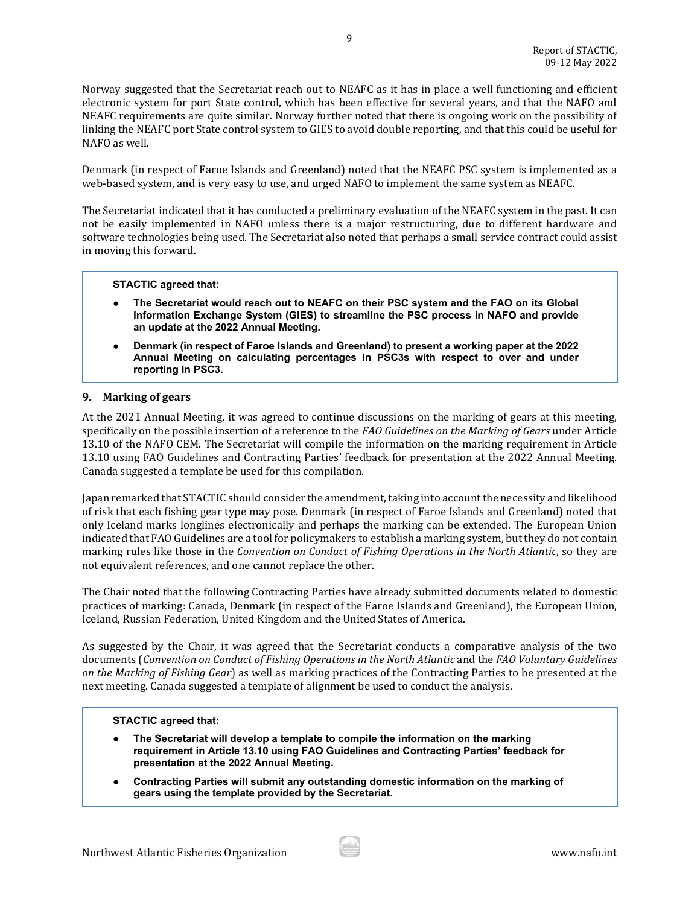Norway suggested that the Secretariat reach out to NEAFC as it has in place a well functioning and efficient electronic system for port State control, which has been effective for several years, and that the NAFO and NEAFC requirements are quite similar. Norway further noted that there is ongoing work on the possibility of linking the NEAFC port State control system to GIES to avoid double reporting, and that this could be useful for NAFO as well.

Denmark (in respect of Faroe Islands and Greenland) noted that the NEAFC PSC system is implemented as a web-based system, and is very easy to use, and urged NAFO to implement the same system as NEAFC.

The Secretariat indicated that it has conducted a preliminary evaluation of the NEAFC system in the past. It can not be easily implemented in NAFO unless there is a major restructuring, due to different hardware and software technologies being used. The Secretariat also noted that perhaps a small service contract could assist in moving this forward.

**STACTIC agreed that:**

- **The Secretariat would reach out to NEAFC on their PSC system and the FAO on its Global Information Exchange System (GIES) to streamline the PSC process in NAFO and provide an update at the 2022 Annual Meeting.**
- **Denmark (in respect of Faroe Islands and Greenland) to present a working paper at the 2022 Annual Meeting on calculating percentages in PSC3s with respect to over and under reporting in PSC3.**

## 9. Marking of gears

At the 2021 Annual Meeting, it was agreed to continue discussions on the marking of gears at this meeting, specifically on the possible insertion of a reference to the *FAO Guidelines on the Marking of Gears* under Article 13.10 of the NAFO CEM. The Secretariat will compile the information on the marking requirement in Article 13.10 using FAO Guidelines and Contracting Parties' feedback for presentation at the 2022 Annual Meeting. Canada suggested a template be used for this compilation.

Japan remarked that STACTIC should consider the amendment, taking into account the necessity and likelihood of risk that each fishing gear type may pose. Denmark (in respect of Faroe Islands and Greenland) noted that only Iceland marks longlines electronically and perhaps the marking can be extended. The European Union indicated that FAO Guidelines are a tool for policymakers to establish a marking system, but they do not contain marking rules like those in the *Convention on Conduct of Fishing Operations in the North Atlantic*, so they are not equivalent references, and one cannot replace the other.

The Chair noted that the following Contracting Parties have already submitted documents related to domestic practices of marking: Canada, Denmark (in respect of the Faroe Islands and Greenland), the European Union, Iceland, Russian Federation, United Kingdom and the United States of America.

As suggested by the Chair, it was agreed that the Secretariat conducts a comparative analysis of the two documents (*Convention on Conduct of Fishing Operations in the North Atlantic* and the *FAO Voluntary Guidelines on the Marking of Fishing Gear*) as well as marking practices of the Contracting Parties to be presented at the next meeting. Canada suggested a template of alignment be used to conduct the analysis.

**STACTIC agreed that:**

- **The Secretariat will develop a template to compile the information on the marking requirement in Article 13.10 using FAO Guidelines and Contracting Parties' feedback for presentation at the 2022 Annual Meeting.**
- **Contracting Parties will submit any outstanding domestic information on the marking of gears using the template provided by the Secretariat.**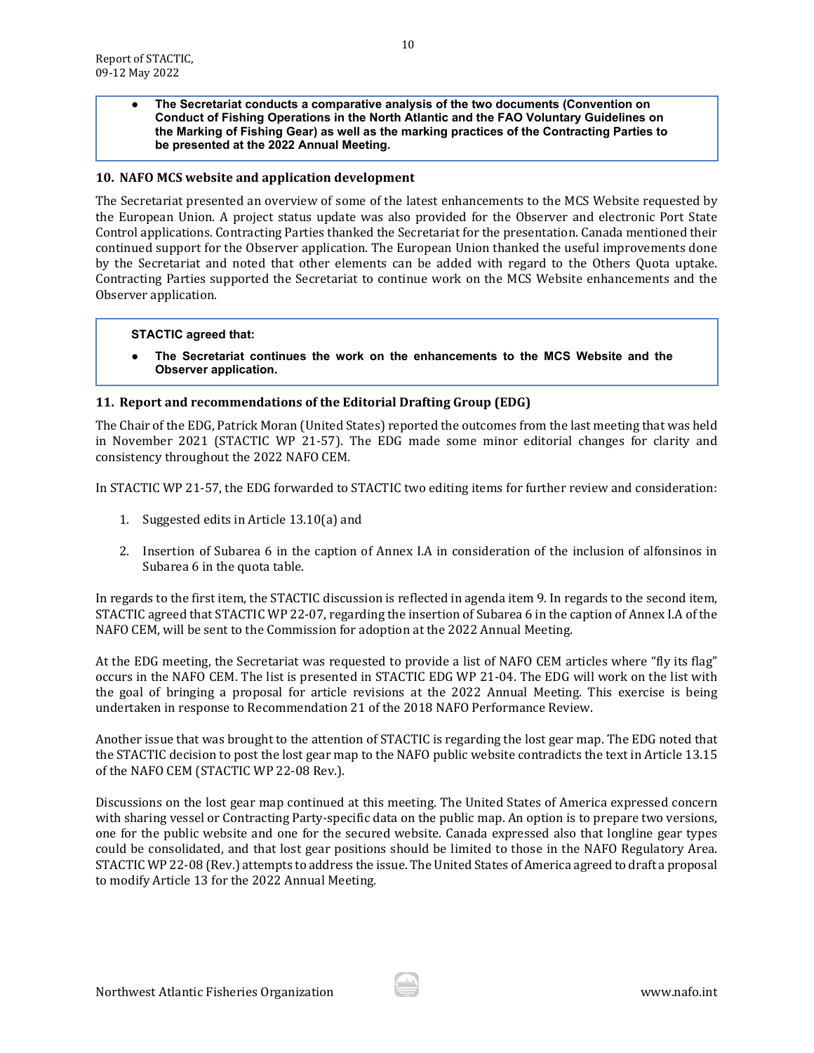- **The Secretariat conducts a comparative analysis of the two documents (Convention on Conduct of Fishing Operations in the North Atlantic and the FAO Voluntary Guidelines on the Marking of Fishing Gear) as well as the marking practices of the Contracting Parties to be presented at the 2022 Annual Meeting.**

## 10. NAFO MCS website and application development

The Secretariat presented an overview of some of the latest enhancements to the MCS Website requested by the European Union. A project status update was also provided for the Observer and electronic Port State Control applications. Contracting Parties thanked the Secretariat for the presentation. Canada mentioned their continued support for the Observer application. The European Union thanked the useful improvements done by the Secretariat and noted that other elements can be added with regard to the Others Quota uptake. Contracting Parties supported the Secretariat to continue work on the MCS Website enhancements and the Observer application.

**STACTIC agreed that:**

- **The Secretariat continues the work on the enhancements to the MCS Website and the Observer application.**

## 11. Report and recommendations of the Editorial Drafting Group (EDG)

The Chair of the EDG, Patrick Moran (United States) reported the outcomes from the last meeting that was held in November 2021 (STACTIC WP 21-57). The EDG made some minor editorial changes for clarity and consistency throughout the 2022 NAFO CEM.

In STACTIC WP 21-57, the EDG forwarded to STACTIC two editing items for further review and consideration:

1. Suggested edits in Article 13.10(a) and
2. Insertion of Subarea 6 in the caption of Annex I.A in consideration of the inclusion of alfonsinos in Subarea 6 in the quota table.

In regards to the first item, the STACTIC discussion is reflected in agenda item 9. In regards to the second item, STACTIC agreed that STACTIC WP 22-07, regarding the insertion of Subarea 6 in the caption of Annex I.A of the NAFO CEM, will be sent to the Commission for adoption at the 2022 Annual Meeting.

At the EDG meeting, the Secretariat was requested to provide a list of NAFO CEM articles where "fly its flag" occurs in the NAFO CEM. The list is presented in STACTIC EDG WP 21-04. The EDG will work on the list with the goal of bringing a proposal for article revisions at the 2022 Annual Meeting. This exercise is being undertaken in response to Recommendation 21 of the 2018 NAFO Performance Review.

Another issue that was brought to the attention of STACTIC is regarding the lost gear map. The EDG noted that the STACTIC decision to post the lost gear map to the NAFO public website contradicts the text in Article 13.15 of the NAFO CEM (STACTIC WP 22-08 Rev.).

Discussions on the lost gear map continued at this meeting. The United States of America expressed concern with sharing vessel or Contracting Party-specific data on the public map. An option is to prepare two versions, one for the public website and one for the secured website. Canada expressed also that longline gear types could be consolidated, and that lost gear positions should be limited to those in the NAFO Regulatory Area. STACTIC WP 22-08 (Rev.) attempts to address the issue. The United States of America agreed to draft a proposal to modify Article 13 for the 2022 Annual Meeting.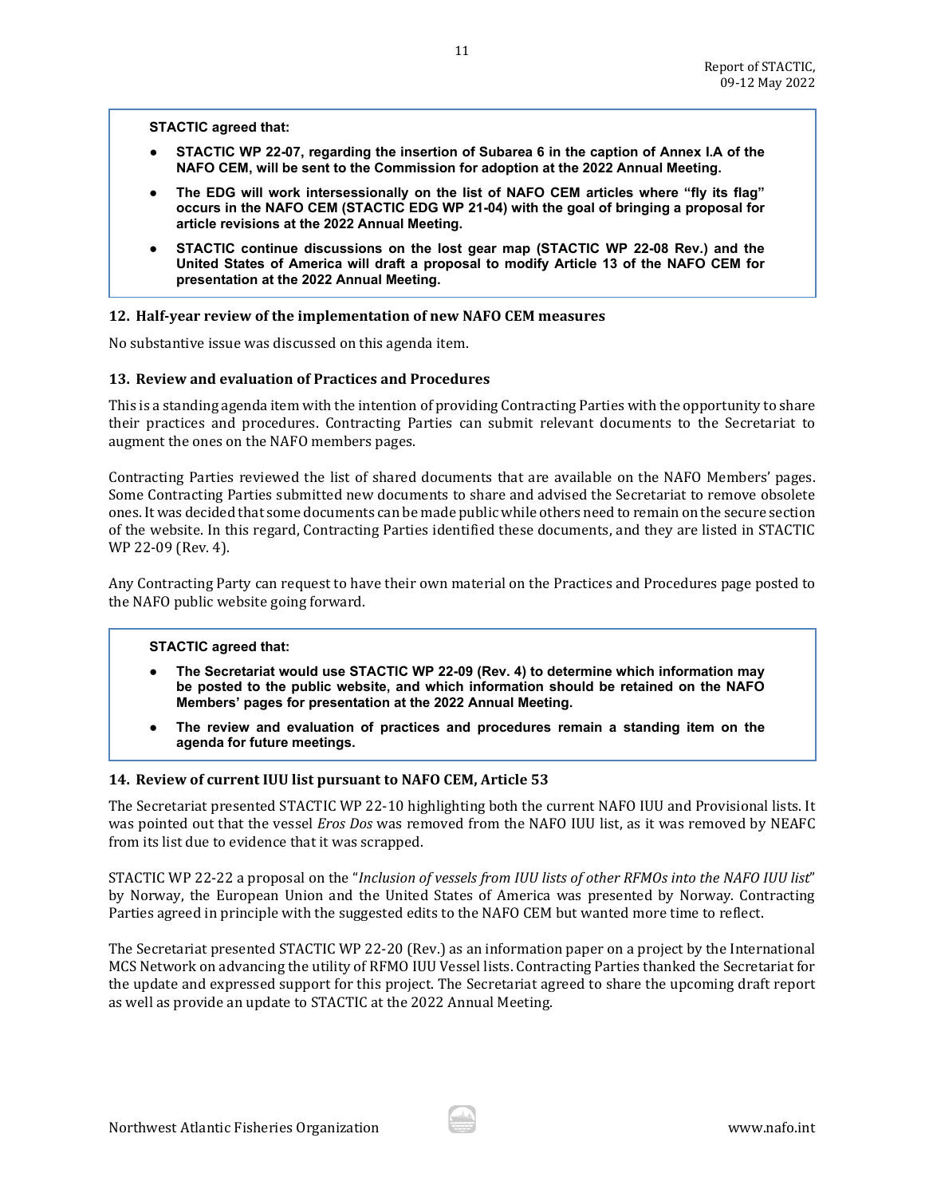**STACTIC agreed that:**

- **STACTIC WP 22-07, regarding the insertion of Subarea 6 in the caption of Annex I.A of the NAFO CEM, will be sent to the Commission for adoption at the 2022 Annual Meeting.**
- **The EDG will work intersessionally on the list of NAFO CEM articles where "fly its flag" occurs in the NAFO CEM (STACTIC EDG WP 21-04) with the goal of bringing a proposal for article revisions at the 2022 Annual Meeting.**
- **STACTIC continue discussions on the lost gear map (STACTIC WP 22-08 Rev.) and the United States of America will draft a proposal to modify Article 13 of the NAFO CEM for presentation at the 2022 Annual Meeting.**

### 12. Half-year review of the implementation of new NAFO CEM measures

No substantive issue was discussed on this agenda item.

### 13. Review and evaluation of Practices and Procedures

This is a standing agenda item with the intention of providing Contracting Parties with the opportunity to share their practices and procedures. Contracting Parties can submit relevant documents to the Secretariat to augment the ones on the NAFO members pages.

Contracting Parties reviewed the list of shared documents that are available on the NAFO Members' pages. Some Contracting Parties submitted new documents to share and advised the Secretariat to remove obsolete ones. It was decided that some documents can be made public while others need to remain on the secure section of the website. In this regard, Contracting Parties identified these documents, and they are listed in STACTIC WP 22-09 (Rev. 4).

Any Contracting Party can request to have their own material on the Practices and Procedures page posted to the NAFO public website going forward.

**STACTIC agreed that:**

- **The Secretariat would use STACTIC WP 22-09 (Rev. 4) to determine which information may be posted to the public website, and which information should be retained on the NAFO Members' pages for presentation at the 2022 Annual Meeting.**
- **The review and evaluation of practices and procedures remain a standing item on the agenda for future meetings.**

### 14. Review of current IUU list pursuant to NAFO CEM, Article 53

The Secretariat presented STACTIC WP 22-10 highlighting both the current NAFO IUU and Provisional lists. It was pointed out that the vessel *Eros Dos* was removed from the NAFO IUU list, as it was removed by NEAFC from its list due to evidence that it was scrapped.

STACTIC WP 22-22 a proposal on the "*Inclusion of vessels from IUU lists of other RFMOs into the NAFO IUU list*" by Norway, the European Union and the United States of America was presented by Norway. Contracting Parties agreed in principle with the suggested edits to the NAFO CEM but wanted more time to reflect.

The Secretariat presented STACTIC WP 22-20 (Rev.) as an information paper on a project by the International MCS Network on advancing the utility of RFMO IUU Vessel lists. Contracting Parties thanked the Secretariat for the update and expressed support for this project. The Secretariat agreed to share the upcoming draft report as well as provide an update to STACTIC at the 2022 Annual Meeting.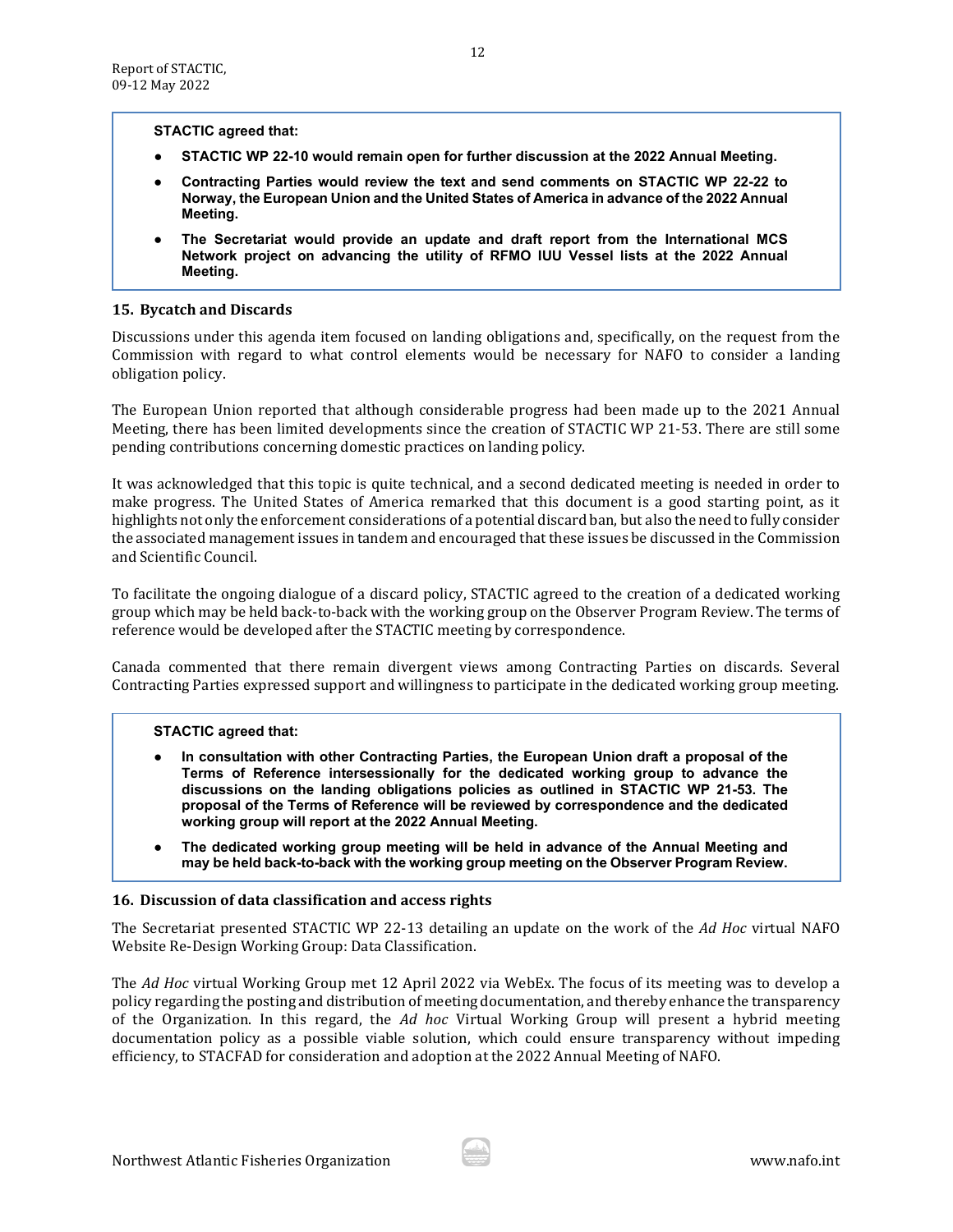**STACTIC agreed that:**

- **STACTIC WP 22-10 would remain open for further discussion at the 2022 Annual Meeting.**
- **Contracting Parties would review the text and send comments on STACTIC WP 22-22 to Norway, the European Union and the United States of America in advance of the 2022 Annual Meeting.**
- **The Secretariat would provide an update and draft report from the International MCS Network project on advancing the utility of RFMO IUU Vessel lists at the 2022 Annual Meeting.**

## 15. Bycatch and Discards

Discussions under this agenda item focused on landing obligations and, specifically, on the request from the Commission with regard to what control elements would be necessary for NAFO to consider a landing obligation policy.

The European Union reported that although considerable progress had been made up to the 2021 Annual Meeting, there has been limited developments since the creation of STACTIC WP 21-53. There are still some pending contributions concerning domestic practices on landing policy.

It was acknowledged that this topic is quite technical, and a second dedicated meeting is needed in order to make progress. The United States of America remarked that this document is a good starting point, as it highlights not only the enforcement considerations of a potential discard ban, but also the need to fully consider the associated management issues in tandem and encouraged that these issues be discussed in the Commission and Scientific Council.

To facilitate the ongoing dialogue of a discard policy, STACTIC agreed to the creation of a dedicated working group which may be held back-to-back with the working group on the Observer Program Review. The terms of reference would be developed after the STACTIC meeting by correspondence.

Canada commented that there remain divergent views among Contracting Parties on discards. Several Contracting Parties expressed support and willingness to participate in the dedicated working group meeting.

**STACTIC agreed that:**

- **In consultation with other Contracting Parties, the European Union draft a proposal of the Terms of Reference intersessionally for the dedicated working group to advance the discussions on the landing obligations policies as outlined in STACTIC WP 21-53. The proposal of the Terms of Reference will be reviewed by correspondence and the dedicated working group will report at the 2022 Annual Meeting.**
- **The dedicated working group meeting will be held in advance of the Annual Meeting and may be held back-to-back with the working group meeting on the Observer Program Review.**

## 16. Discussion of data classification and access rights

The Secretariat presented STACTIC WP 22-13 detailing an update on the work of the *Ad Hoc* virtual NAFO Website Re-Design Working Group: Data Classification.

The *Ad Hoc* virtual Working Group met 12 April 2022 via WebEx. The focus of its meeting was to develop a policy regarding the posting and distribution of meeting documentation, and thereby enhance the transparency of the Organization. In this regard, the *Ad hoc* Virtual Working Group will present a hybrid meeting documentation policy as a possible viable solution, which could ensure transparency without impeding efficiency, to STACFAD for consideration and adoption at the 2022 Annual Meeting of NAFO.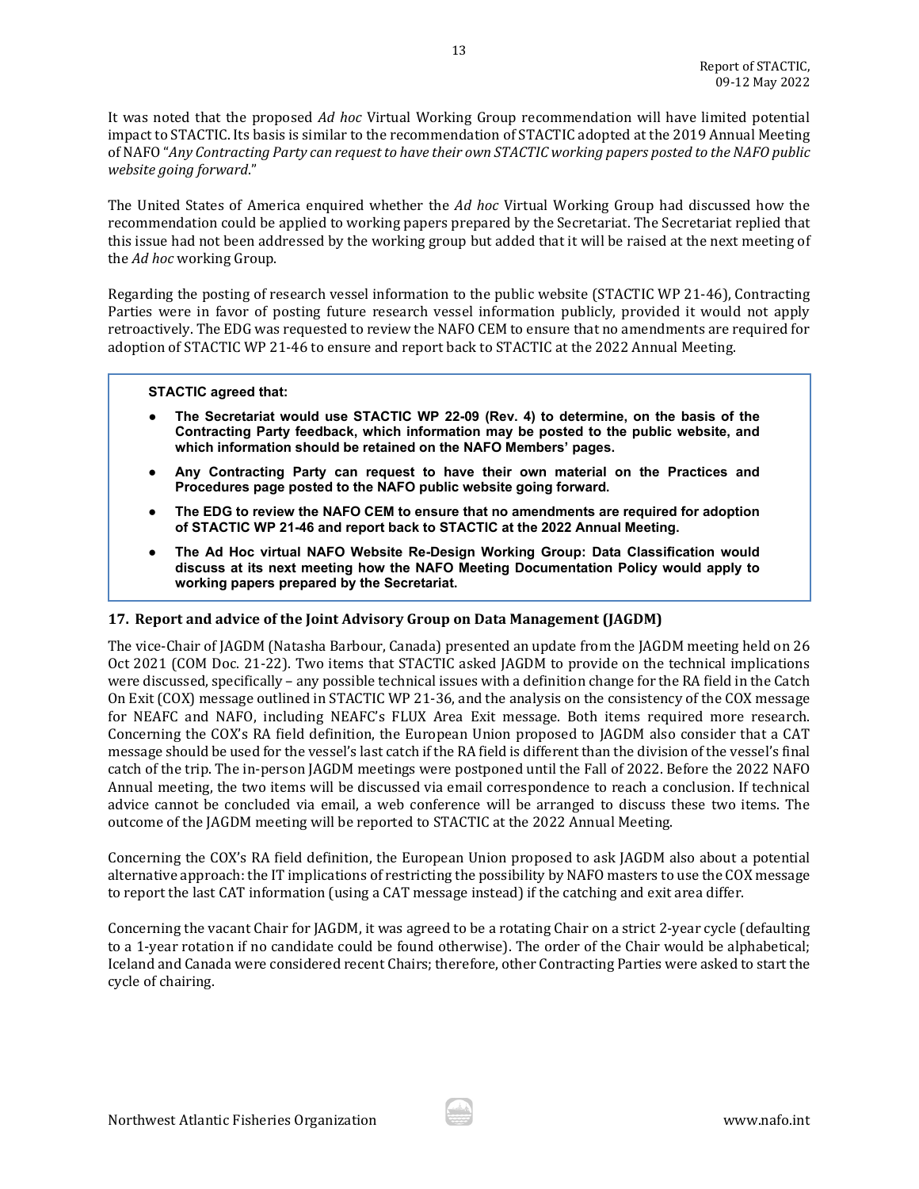It was noted that the proposed *Ad hoc* Virtual Working Group recommendation will have limited potential impact to STACTIC. Its basis is similar to the recommendation of STACTIC adopted at the 2019 Annual Meeting of NAFO "*Any Contracting Party can request to have their own STACTIC working papers posted to the NAFO public website going forward*."

The United States of America enquired whether the *Ad hoc* Virtual Working Group had discussed how the recommendation could be applied to working papers prepared by the Secretariat. The Secretariat replied that this issue had not been addressed by the working group but added that it will be raised at the next meeting of the *Ad hoc* working Group.

Regarding the posting of research vessel information to the public website (STACTIC WP 21-46), Contracting Parties were in favor of posting future research vessel information publicly, provided it would not apply retroactively. The EDG was requested to review the NAFO CEM to ensure that no amendments are required for adoption of STACTIC WP 21-46 to ensure and report back to STACTIC at the 2022 Annual Meeting.

**STACTIC agreed that:**

- **The Secretariat would use STACTIC WP 22-09 (Rev. 4) to determine, on the basis of the Contracting Party feedback, which information may be posted to the public website, and which information should be retained on the NAFO Members' pages.**
- **Any Contracting Party can request to have their own material on the Practices and Procedures page posted to the NAFO public website going forward.**
- **The EDG to review the NAFO CEM to ensure that no amendments are required for adoption of STACTIC WP 21-46 and report back to STACTIC at the 2022 Annual Meeting.**
- **The Ad Hoc virtual NAFO Website Re-Design Working Group: Data Classification would discuss at its next meeting how the NAFO Meeting Documentation Policy would apply to working papers prepared by the Secretariat.**

### 17. Report and advice of the Joint Advisory Group on Data Management (JAGDM)

The vice-Chair of JAGDM (Natasha Barbour, Canada) presented an update from the JAGDM meeting held on 26 Oct 2021 (COM Doc. 21-22). Two items that STACTIC asked JAGDM to provide on the technical implications were discussed, specifically – any possible technical issues with a definition change for the RA field in the Catch On Exit (COX) message outlined in STACTIC WP 21-36, and the analysis on the consistency of the COX message for NEAFC and NAFO, including NEAFC's FLUX Area Exit message. Both items required more research. Concerning the COX's RA field definition, the European Union proposed to JAGDM also consider that a CAT message should be used for the vessel's last catch if the RA field is different than the division of the vessel's final catch of the trip. The in-person JAGDM meetings were postponed until the Fall of 2022. Before the 2022 NAFO Annual meeting, the two items will be discussed via email correspondence to reach a conclusion. If technical advice cannot be concluded via email, a web conference will be arranged to discuss these two items. The outcome of the JAGDM meeting will be reported to STACTIC at the 2022 Annual Meeting.

Concerning the COX's RA field definition, the European Union proposed to ask JAGDM also about a potential alternative approach: the IT implications of restricting the possibility by NAFO masters to use the COX message to report the last CAT information (using a CAT message instead) if the catching and exit area differ.

Concerning the vacant Chair for JAGDM, it was agreed to be a rotating Chair on a strict 2-year cycle (defaulting to a 1-year rotation if no candidate could be found otherwise). The order of the Chair would be alphabetical; Iceland and Canada were considered recent Chairs; therefore, other Contracting Parties were asked to start the cycle of chairing.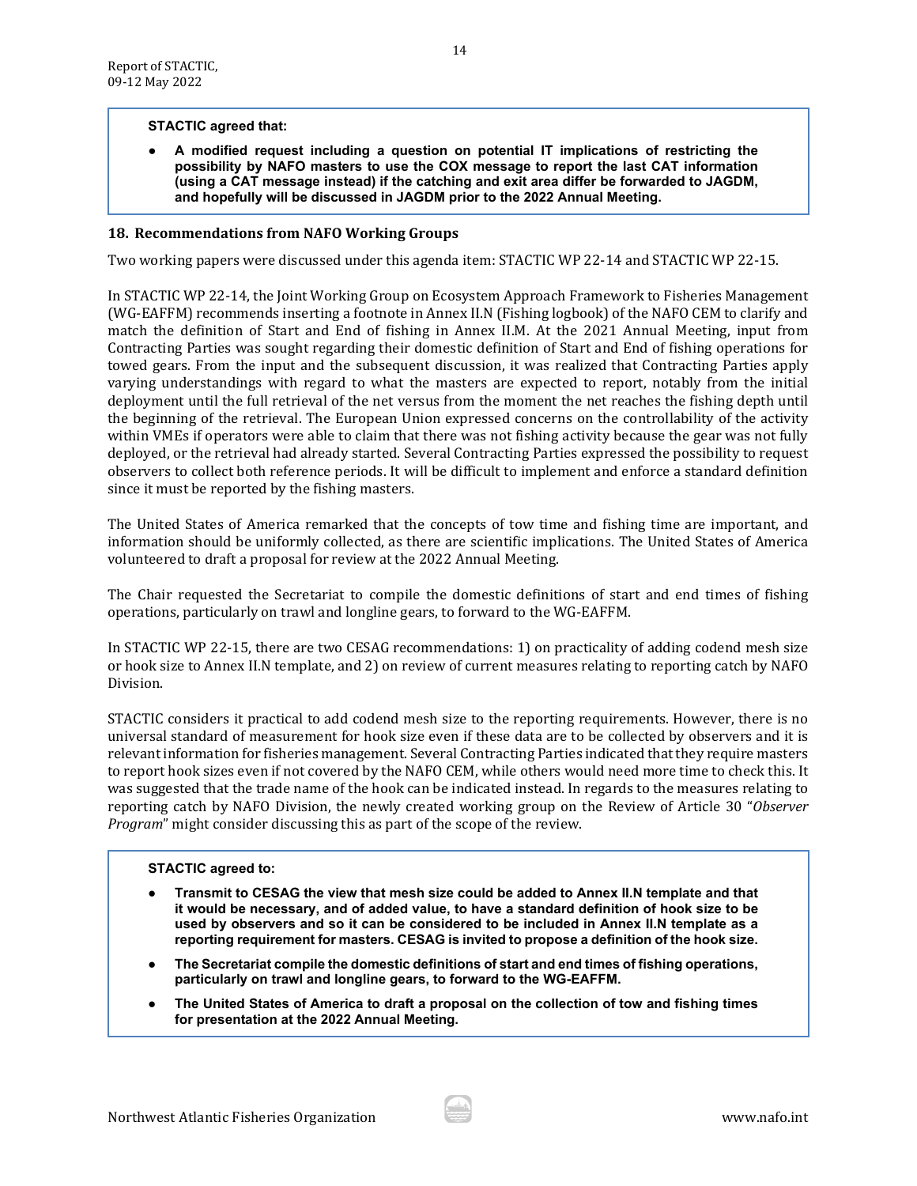**STACTIC agreed that:**

- **A modified request including a question on potential IT implications of restricting the possibility by NAFO masters to use the COX message to report the last CAT information (using a CAT message instead) if the catching and exit area differ be forwarded to JAGDM, and hopefully will be discussed in JAGDM prior to the 2022 Annual Meeting.**

## 18. Recommendations from NAFO Working Groups

Two working papers were discussed under this agenda item: STACTIC WP 22-14 and STACTIC WP 22-15.

In STACTIC WP 22-14, the Joint Working Group on Ecosystem Approach Framework to Fisheries Management (WG-EAFFM) recommends inserting a footnote in Annex II.N (Fishing logbook) of the NAFO CEM to clarify and match the definition of Start and End of fishing in Annex II.M. At the 2021 Annual Meeting, input from Contracting Parties was sought regarding their domestic definition of Start and End of fishing operations for towed gears. From the input and the subsequent discussion, it was realized that Contracting Parties apply varying understandings with regard to what the masters are expected to report, notably from the initial deployment until the full retrieval of the net versus from the moment the net reaches the fishing depth until the beginning of the retrieval. The European Union expressed concerns on the controllability of the activity within VMEs if operators were able to claim that there was not fishing activity because the gear was not fully deployed, or the retrieval had already started. Several Contracting Parties expressed the possibility to request observers to collect both reference periods. It will be difficult to implement and enforce a standard definition since it must be reported by the fishing masters.

The United States of America remarked that the concepts of tow time and fishing time are important, and information should be uniformly collected, as there are scientific implications. The United States of America volunteered to draft a proposal for review at the 2022 Annual Meeting.

The Chair requested the Secretariat to compile the domestic definitions of start and end times of fishing operations, particularly on trawl and longline gears, to forward to the WG-EAFFM.

In STACTIC WP 22-15, there are two CESAG recommendations: 1) on practicality of adding codend mesh size or hook size to Annex II.N template, and 2) on review of current measures relating to reporting catch by NAFO Division.

STACTIC considers it practical to add codend mesh size to the reporting requirements. However, there is no universal standard of measurement for hook size even if these data are to be collected by observers and it is relevant information for fisheries management. Several Contracting Parties indicated that they require masters to report hook sizes even if not covered by the NAFO CEM, while others would need more time to check this. It was suggested that the trade name of the hook can be indicated instead. In regards to the measures relating to reporting catch by NAFO Division, the newly created working group on the Review of Article 30 "*Observer Program*" might consider discussing this as part of the scope of the review.

**STACTIC agreed to:**

- **Transmit to CESAG the view that mesh size could be added to Annex II.N template and that it would be necessary, and of added value, to have a standard definition of hook size to be used by observers and so it can be considered to be included in Annex II.N template as a reporting requirement for masters. CESAG is invited to propose a definition of the hook size.**
- **The Secretariat compile the domestic definitions of start and end times of fishing operations, particularly on trawl and longline gears, to forward to the WG-EAFFM.**
- **The United States of America to draft a proposal on the collection of tow and fishing times for presentation at the 2022 Annual Meeting.**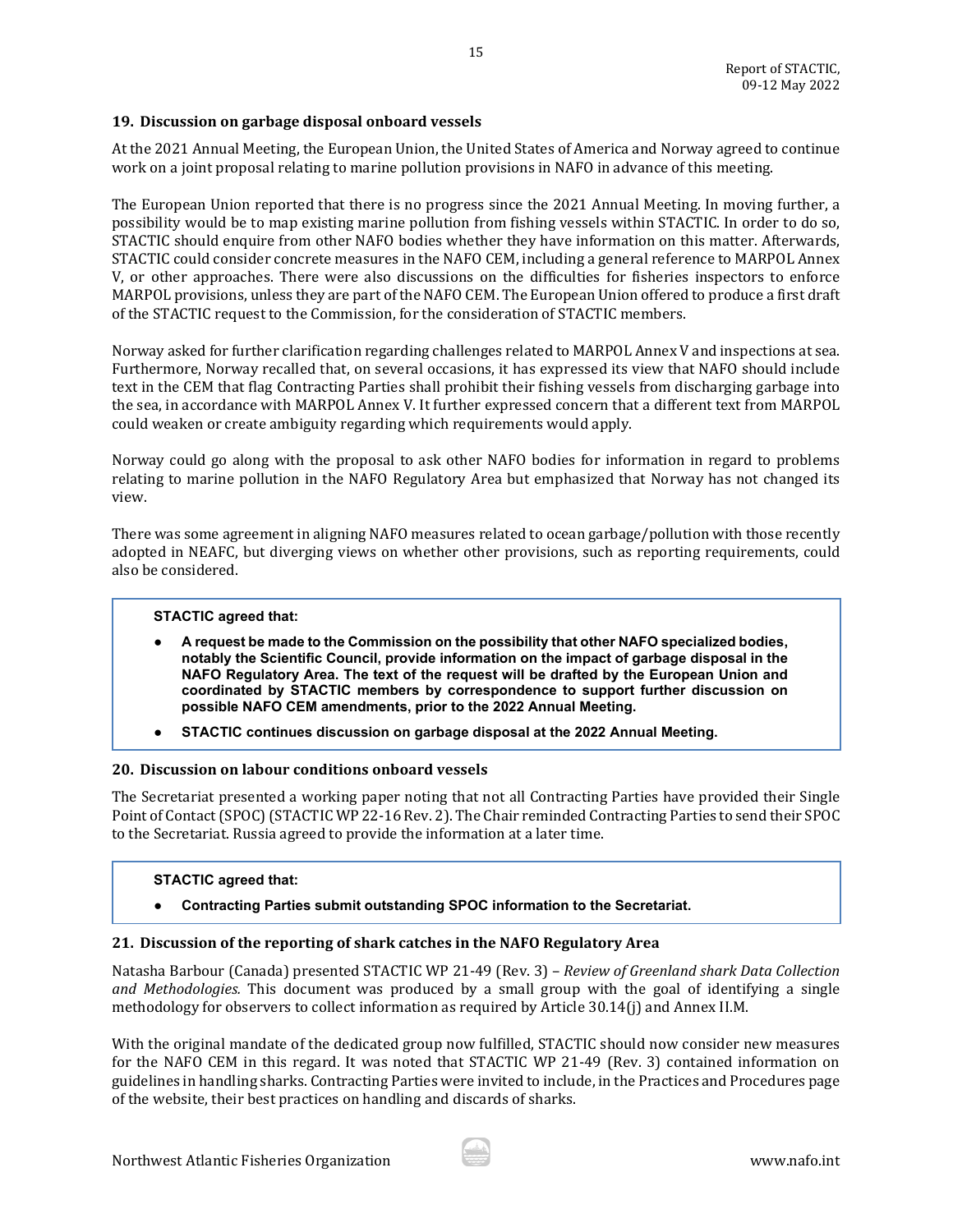## 19. Discussion on garbage disposal onboard vessels

At the 2021 Annual Meeting, the European Union, the United States of America and Norway agreed to continue work on a joint proposal relating to marine pollution provisions in NAFO in advance of this meeting.

The European Union reported that there is no progress since the 2021 Annual Meeting. In moving further, a possibility would be to map existing marine pollution from fishing vessels within STACTIC. In order to do so, STACTIC should enquire from other NAFO bodies whether they have information on this matter. Afterwards, STACTIC could consider concrete measures in the NAFO CEM, including a general reference to MARPOL Annex V, or other approaches. There were also discussions on the difficulties for fisheries inspectors to enforce MARPOL provisions, unless they are part of the NAFO CEM. The European Union offered to produce a first draft of the STACTIC request to the Commission, for the consideration of STACTIC members.

Norway asked for further clarification regarding challenges related to MARPOL Annex V and inspections at sea. Furthermore, Norway recalled that, on several occasions, it has expressed its view that NAFO should include text in the CEM that flag Contracting Parties shall prohibit their fishing vessels from discharging garbage into the sea, in accordance with MARPOL Annex V. It further expressed concern that a different text from MARPOL could weaken or create ambiguity regarding which requirements would apply.

Norway could go along with the proposal to ask other NAFO bodies for information in regard to problems relating to marine pollution in the NAFO Regulatory Area but emphasized that Norway has not changed its view.

There was some agreement in aligning NAFO measures related to ocean garbage/pollution with those recently adopted in NEAFC, but diverging views on whether other provisions, such as reporting requirements, could also be considered.

**STACTIC agreed that:**

- **A request be made to the Commission on the possibility that other NAFO specialized bodies, notably the Scientific Council, provide information on the impact of garbage disposal in the NAFO Regulatory Area. The text of the request will be drafted by the European Union and coordinated by STACTIC members by correspondence to support further discussion on possible NAFO CEM amendments, prior to the 2022 Annual Meeting.**
- **STACTIC continues discussion on garbage disposal at the 2022 Annual Meeting.**

## 20. Discussion on labour conditions onboard vessels

The Secretariat presented a working paper noting that not all Contracting Parties have provided their Single Point of Contact (SPOC) (STACTIC WP 22-16 Rev. 2). The Chair reminded Contracting Parties to send their SPOC to the Secretariat. Russia agreed to provide the information at a later time.

**STACTIC agreed that:**

- **Contracting Parties submit outstanding SPOC information to the Secretariat.**

## 21. Discussion of the reporting of shark catches in the NAFO Regulatory Area

Natasha Barbour (Canada) presented STACTIC WP 21-49 (Rev. 3) – *Review of Greenland shark Data Collection and Methodologies.* This document was produced by a small group with the goal of identifying a single methodology for observers to collect information as required by Article 30.14(j) and Annex II.M.

With the original mandate of the dedicated group now fulfilled, STACTIC should now consider new measures for the NAFO CEM in this regard. It was noted that STACTIC WP 21-49 (Rev. 3) contained information on guidelines in handling sharks. Contracting Parties were invited to include, in the Practices and Procedures page of the website, their best practices on handling and discards of sharks.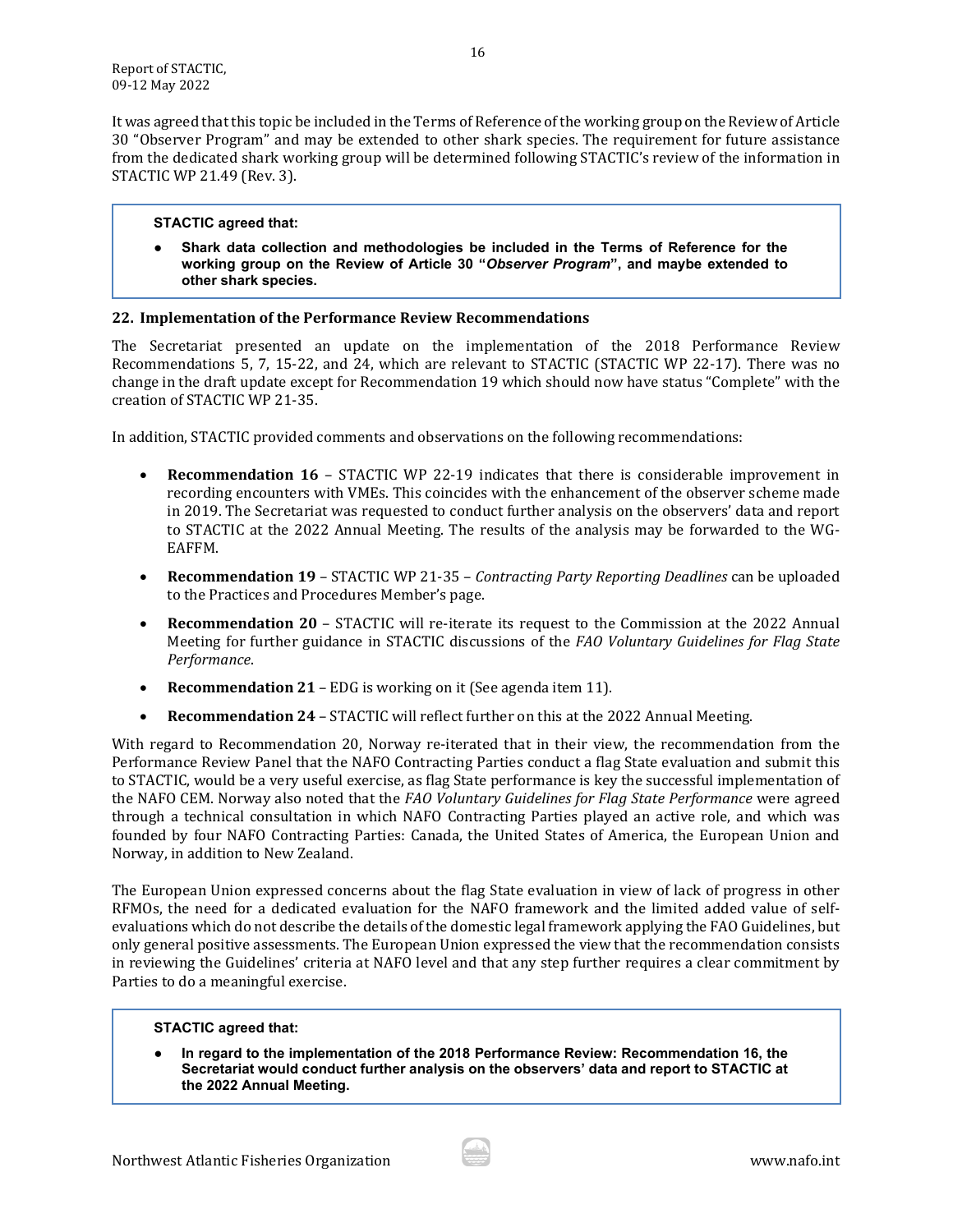It was agreed that this topic be included in the Terms of Reference of the working group on the Review of Article 30 "Observer Program" and may be extended to other shark species. The requirement for future assistance from the dedicated shark working group will be determined following STACTIC's review of the information in STACTIC WP 21.49 (Rev. 3).

> **STACTIC agreed that:**
>
> - **Shark data collection and methodologies be included in the Terms of Reference for the working group on the Review of Article 30 "*Observer Program*", and maybe extended to other shark species.**

## 22. Implementation of the Performance Review Recommendations

The Secretariat presented an update on the implementation of the 2018 Performance Review Recommendations 5, 7, 15-22, and 24, which are relevant to STACTIC (STACTIC WP 22-17). There was no change in the draft update except for Recommendation 19 which should now have status "Complete" with the creation of STACTIC WP 21-35.

In addition, STACTIC provided comments and observations on the following recommendations:

- **Recommendation 16** – STACTIC WP 22-19 indicates that there is considerable improvement in recording encounters with VMEs. This coincides with the enhancement of the observer scheme made in 2019. The Secretariat was requested to conduct further analysis on the observers' data and report to STACTIC at the 2022 Annual Meeting. The results of the analysis may be forwarded to the WG-EAFFM.
- **Recommendation 19** – STACTIC WP 21-35 – *Contracting Party Reporting Deadlines* can be uploaded to the Practices and Procedures Member's page.
- **Recommendation 20** – STACTIC will re-iterate its request to the Commission at the 2022 Annual Meeting for further guidance in STACTIC discussions of the *FAO Voluntary Guidelines for Flag State Performance*.
- **Recommendation 21** – EDG is working on it (See agenda item 11).
- **Recommendation 24** – STACTIC will reflect further on this at the 2022 Annual Meeting.

With regard to Recommendation 20, Norway re-iterated that in their view, the recommendation from the Performance Review Panel that the NAFO Contracting Parties conduct a flag State evaluation and submit this to STACTIC, would be a very useful exercise, as flag State performance is key the successful implementation of the NAFO CEM. Norway also noted that the *FAO Voluntary Guidelines for Flag State Performance* were agreed through a technical consultation in which NAFO Contracting Parties played an active role, and which was founded by four NAFO Contracting Parties: Canada, the United States of America, the European Union and Norway, in addition to New Zealand.

The European Union expressed concerns about the flag State evaluation in view of lack of progress in other RFMOs, the need for a dedicated evaluation for the NAFO framework and the limited added value of self-evaluations which do not describe the details of the domestic legal framework applying the FAO Guidelines, but only general positive assessments. The European Union expressed the view that the recommendation consists in reviewing the Guidelines' criteria at NAFO level and that any step further requires a clear commitment by Parties to do a meaningful exercise.

> **STACTIC agreed that:**
>
> - **In regard to the implementation of the 2018 Performance Review: Recommendation 16, the Secretariat would conduct further analysis on the observers' data and report to STACTIC at the 2022 Annual Meeting.**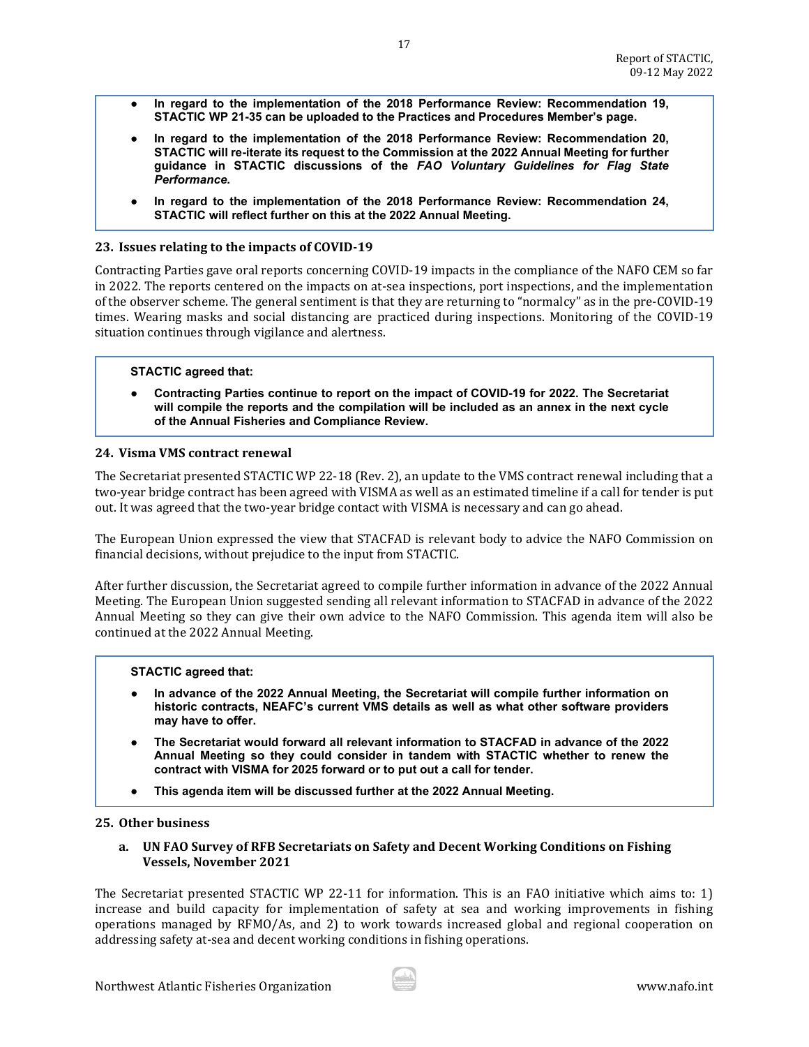- **In regard to the implementation of the 2018 Performance Review: Recommendation 19, STACTIC WP 21-35 can be uploaded to the Practices and Procedures Member's page.**
- **In regard to the implementation of the 2018 Performance Review: Recommendation 20, STACTIC will re-iterate its request to the Commission at the 2022 Annual Meeting for further guidance in STACTIC discussions of the *FAO Voluntary Guidelines for Flag State Performance*.**
- **In regard to the implementation of the 2018 Performance Review: Recommendation 24, STACTIC will reflect further on this at the 2022 Annual Meeting.**

## 23. Issues relating to the impacts of COVID-19

Contracting Parties gave oral reports concerning COVID-19 impacts in the compliance of the NAFO CEM so far in 2022. The reports centered on the impacts on at-sea inspections, port inspections, and the implementation of the observer scheme. The general sentiment is that they are returning to "normalcy" as in the pre-COVID-19 times. Wearing masks and social distancing are practiced during inspections. Monitoring of the COVID-19 situation continues through vigilance and alertness.

**STACTIC agreed that:**

- **Contracting Parties continue to report on the impact of COVID-19 for 2022. The Secretariat will compile the reports and the compilation will be included as an annex in the next cycle of the Annual Fisheries and Compliance Review.**

## 24. Visma VMS contract renewal

The Secretariat presented STACTIC WP 22-18 (Rev. 2), an update to the VMS contract renewal including that a two-year bridge contract has been agreed with VISMA as well as an estimated timeline if a call for tender is put out. It was agreed that the two-year bridge contact with VISMA is necessary and can go ahead.

The European Union expressed the view that STACFAD is relevant body to advice the NAFO Commission on financial decisions, without prejudice to the input from STACTIC.

After further discussion, the Secretariat agreed to compile further information in advance of the 2022 Annual Meeting. The European Union suggested sending all relevant information to STACFAD in advance of the 2022 Annual Meeting so they can give their own advice to the NAFO Commission. This agenda item will also be continued at the 2022 Annual Meeting.

**STACTIC agreed that:**

- **In advance of the 2022 Annual Meeting, the Secretariat will compile further information on historic contracts, NEAFC's current VMS details as well as what other software providers may have to offer.**
- **The Secretariat would forward all relevant information to STACFAD in advance of the 2022 Annual Meeting so they could consider in tandem with STACTIC whether to renew the contract with VISMA for 2025 forward or to put out a call for tender.**
- **This agenda item will be discussed further at the 2022 Annual Meeting.**

## 25. Other business

### a. UN FAO Survey of RFB Secretariats on Safety and Decent Working Conditions on Fishing Vessels, November 2021

The Secretariat presented STACTIC WP 22-11 for information. This is an FAO initiative which aims to: 1) increase and build capacity for implementation of safety at sea and working improvements in fishing operations managed by RFMO/As, and 2) to work towards increased global and regional cooperation on addressing safety at-sea and decent working conditions in fishing operations.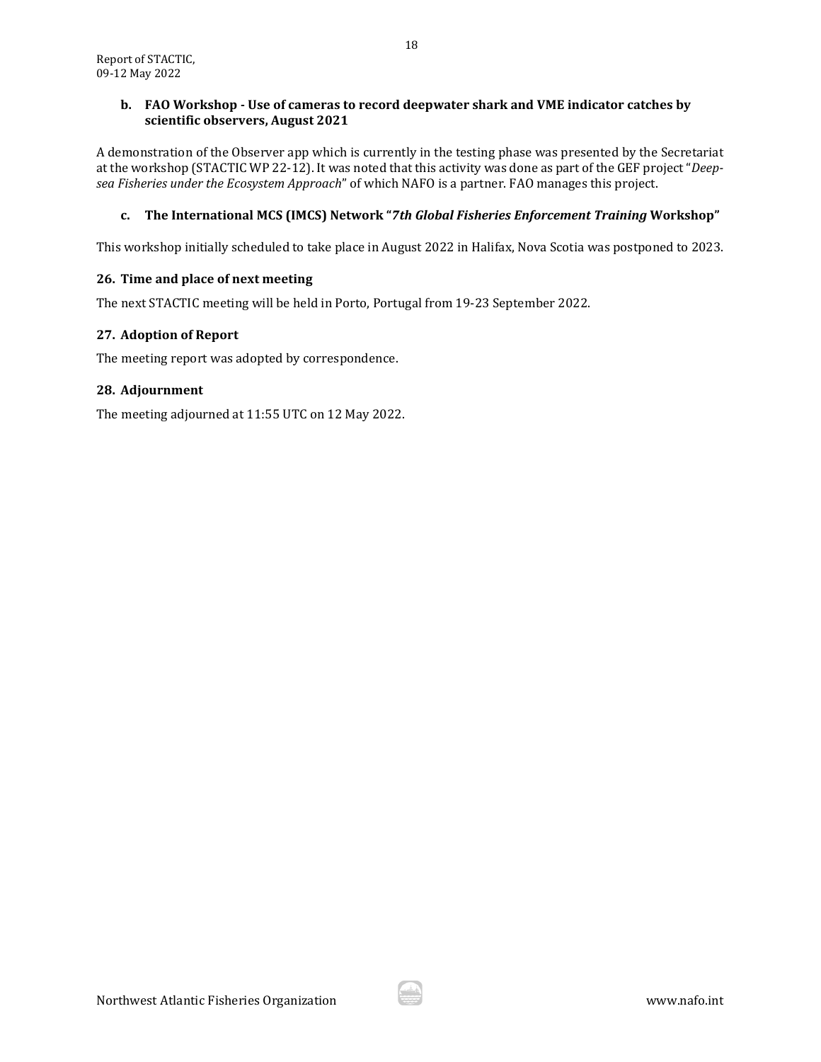**b. FAO Workshop - Use of cameras to record deepwater shark and VME indicator catches by scientific observers, August 2021**

A demonstration of the Observer app which is currently in the testing phase was presented by the Secretariat at the workshop (STACTIC WP 22-12). It was noted that this activity was done as part of the GEF project "*Deep-sea Fisheries under the Ecosystem Approach*" of which NAFO is a partner. FAO manages this project.

**c. The International MCS (IMCS) Network "*7th Global Fisheries Enforcement Training* Workshop"**

This workshop initially scheduled to take place in August 2022 in Halifax, Nova Scotia was postponed to 2023.

## 26. Time and place of next meeting

The next STACTIC meeting will be held in Porto, Portugal from 19-23 September 2022.

## 27. Adoption of Report

The meeting report was adopted by correspondence.

## 28. Adjournment

The meeting adjourned at 11:55 UTC on 12 May 2022.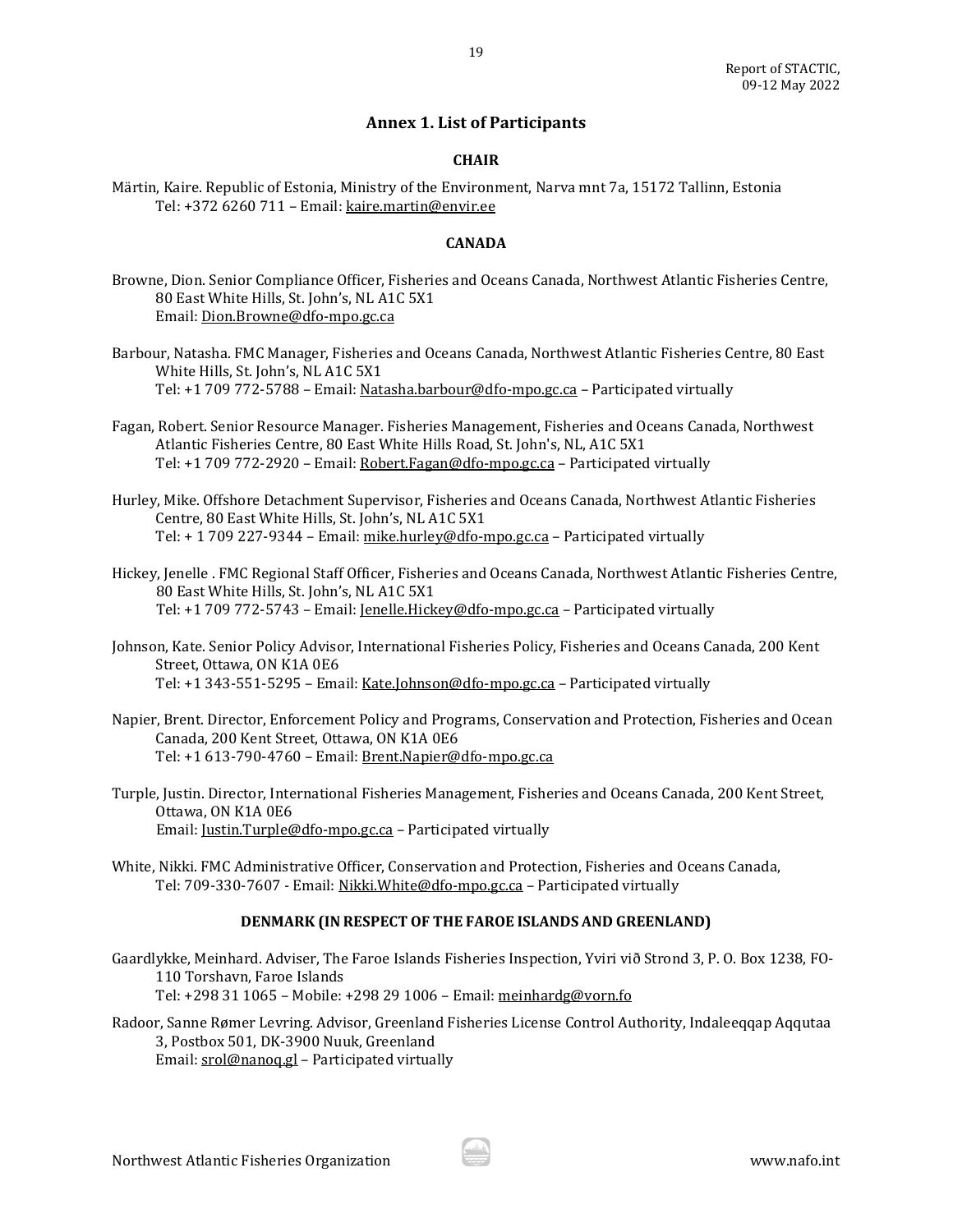## Annex 1. List of Participants

### CHAIR

Märtin, Kaire. Republic of Estonia, Ministry of the Environment, Narva mnt 7a, 15172 Tallinn, Estonia
Tel: +372 6260 711 – Email: kaire.martin@envir.ee

### CANADA

Browne, Dion. Senior Compliance Officer, Fisheries and Oceans Canada, Northwest Atlantic Fisheries Centre, 80 East White Hills, St. John's, NL A1C 5X1
Email: Dion.Browne@dfo-mpo.gc.ca

Barbour, Natasha. FMC Manager, Fisheries and Oceans Canada, Northwest Atlantic Fisheries Centre, 80 East White Hills, St. John's, NL A1C 5X1
Tel: +1 709 772-5788 – Email: Natasha.barbour@dfo-mpo.gc.ca – Participated virtually

Fagan, Robert. Senior Resource Manager. Fisheries Management, Fisheries and Oceans Canada, Northwest Atlantic Fisheries Centre, 80 East White Hills Road, St. John's, NL, A1C 5X1
Tel: +1 709 772-2920 – Email: Robert.Fagan@dfo-mpo.gc.ca – Participated virtually

Hurley, Mike. Offshore Detachment Supervisor, Fisheries and Oceans Canada, Northwest Atlantic Fisheries Centre, 80 East White Hills, St. John's, NL A1C 5X1
Tel: + 1 709 227-9344 – Email: mike.hurley@dfo-mpo.gc.ca – Participated virtually

Hickey, Jenelle . FMC Regional Staff Officer, Fisheries and Oceans Canada, Northwest Atlantic Fisheries Centre, 80 East White Hills, St. John's, NL A1C 5X1
Tel: +1 709 772-5743 – Email: Jenelle.Hickey@dfo-mpo.gc.ca – Participated virtually

Johnson, Kate. Senior Policy Advisor, International Fisheries Policy, Fisheries and Oceans Canada, 200 Kent Street, Ottawa, ON K1A 0E6
Tel: +1 343-551-5295 – Email: Kate.Johnson@dfo-mpo.gc.ca – Participated virtually

Napier, Brent. Director, Enforcement Policy and Programs, Conservation and Protection, Fisheries and Ocean Canada, 200 Kent Street, Ottawa, ON K1A 0E6
Tel: +1 613-790-4760 – Email: Brent.Napier@dfo-mpo.gc.ca

Turple, Justin. Director, International Fisheries Management, Fisheries and Oceans Canada, 200 Kent Street, Ottawa, ON K1A 0E6
Email: Justin.Turple@dfo-mpo.gc.ca – Participated virtually

White, Nikki. FMC Administrative Officer, Conservation and Protection, Fisheries and Oceans Canada,
Tel: 709-330-7607 - Email: Nikki.White@dfo-mpo.gc.ca – Participated virtually

### DENMARK (IN RESPECT OF THE FAROE ISLANDS AND GREENLAND)

Gaardlykke, Meinhard. Adviser, The Faroe Islands Fisheries Inspection, Yviri við Strond 3, P. O. Box 1238, FO-110 Torshavn, Faroe Islands
Tel: +298 31 1065 – Mobile: +298 29 1006 – Email: meinhardg@vorn.fo

Radoor, Sanne Rømer Levring. Advisor, Greenland Fisheries License Control Authority, Indaleeqqap Aqqutaa 3, Postbox 501, DK-3900 Nuuk, Greenland
Email: srol@nanoq.gl – Participated virtually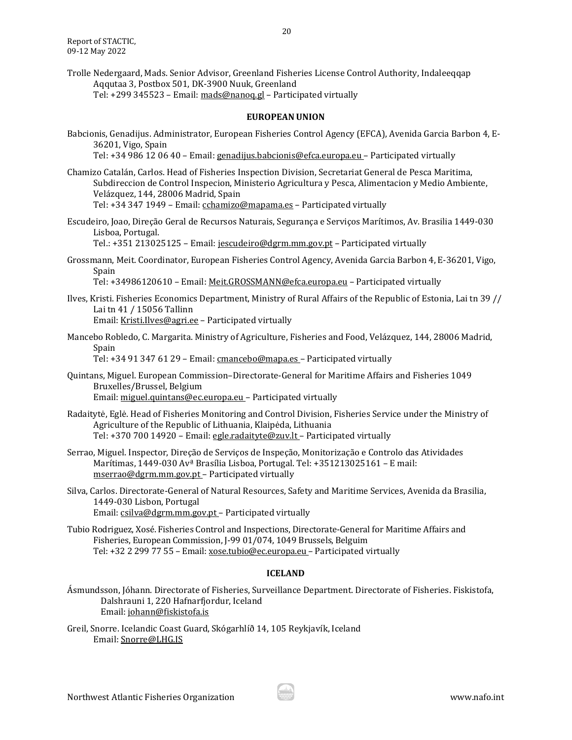Trolle Nedergaard, Mads. Senior Advisor, Greenland Fisheries License Control Authority, Indaleeqqap Aqqutaa 3, Postbox 501, DK-3900 Nuuk, Greenland
Tel: +299 345523 – Email: mads@nanoq.gl – Participated virtually

**EUROPEAN UNION**

Babcionis, Genadijus. Administrator, European Fisheries Control Agency (EFCA), Avenida Garcia Barbon 4, E-36201, Vigo, Spain
Tel: +34 986 12 06 40 – Email: genadijus.babcionis@efca.europa.eu – Participated virtually

Chamizo Catalán, Carlos. Head of Fisheries Inspection Division, Secretariat General de Pesca Maritima, Subdireccion de Control Inspecion, Ministerio Agricultura y Pesca, Alimentacion y Medio Ambiente, Velázquez, 144, 28006 Madrid, Spain
Tel: +34 347 1949 – Email: cchamizo@mapama.es – Participated virtually

Escudeiro, Joao, Direção Geral de Recursos Naturais, Segurança e Serviços Marítimos, Av. Brasilia 1449-030 Lisboa, Portugal.
Tel.: +351 213025125 – Email: jescudeiro@dgrm.mm.gov.pt – Participated virtually

Grossmann, Meit. Coordinator, European Fisheries Control Agency, Avenida Garcia Barbon 4, E-36201, Vigo, Spain
Tel: +34986120610 – Email: Meit.GROSSMANN@efca.europa.eu – Participated virtually

Ilves, Kristi. Fisheries Economics Department, Ministry of Rural Affairs of the Republic of Estonia, Lai tn 39 // Lai tn 41 / 15056 Tallinn
Email: Kristi.Ilves@agri.ee – Participated virtually

Mancebo Robledo, C. Margarita. Ministry of Agriculture, Fisheries and Food, Velázquez, 144, 28006 Madrid, Spain
Tel: +34 91 347 61 29 – Email: cmancebo@mapa.es – Participated virtually

Quintans, Miguel. European Commission–Directorate-General for Maritime Affairs and Fisheries 1049 Bruxelles/Brussel, Belgium
Email: miguel.quintans@ec.europa.eu – Participated virtually

Radaitytė, Eglė. Head of Fisheries Monitoring and Control Division, Fisheries Service under the Ministry of Agriculture of the Republic of Lithuania, Klaipėda, Lithuania
Tel: +370 700 14920 – Email: egle.radaityte@zuv.lt – Participated virtually

Serrao, Miguel. Inspector, Direção de Serviços de Inspeção, Monitorização e Controlo das Atividades Marítimas, 1449-030 Avª Brasília Lisboa, Portugal. Tel: +351213025161 – E mail: mserrao@dgrm.mm.gov.pt – Participated virtually

Silva, Carlos. Directorate-General of Natural Resources, Safety and Maritime Services, Avenida da Brasilia, 1449-030 Lisbon, Portugal
Email: csilva@dgrm.mm.gov.pt – Participated virtually

Tubio Rodriguez, Xosé. Fisheries Control and Inspections, Directorate-General for Maritime Affairs and Fisheries, European Commission, J-99 01/074, 1049 Brussels, Belguim
Tel: +32 2 299 77 55 – Email: xose.tubio@ec.europa.eu – Participated virtually

**ICELAND**

Ásmundsson, Jóhann. Directorate of Fisheries, Surveillance Department. Directorate of Fisheries. Fiskistofa, Dalshrauni 1, 220 Hafnarfjordur, Iceland
Email: johann@fiskistofa.is

Greil, Snorre. Icelandic Coast Guard, Skógarhlíð 14, 105 Reykjavík, Iceland
Email: Snorre@LHG.IS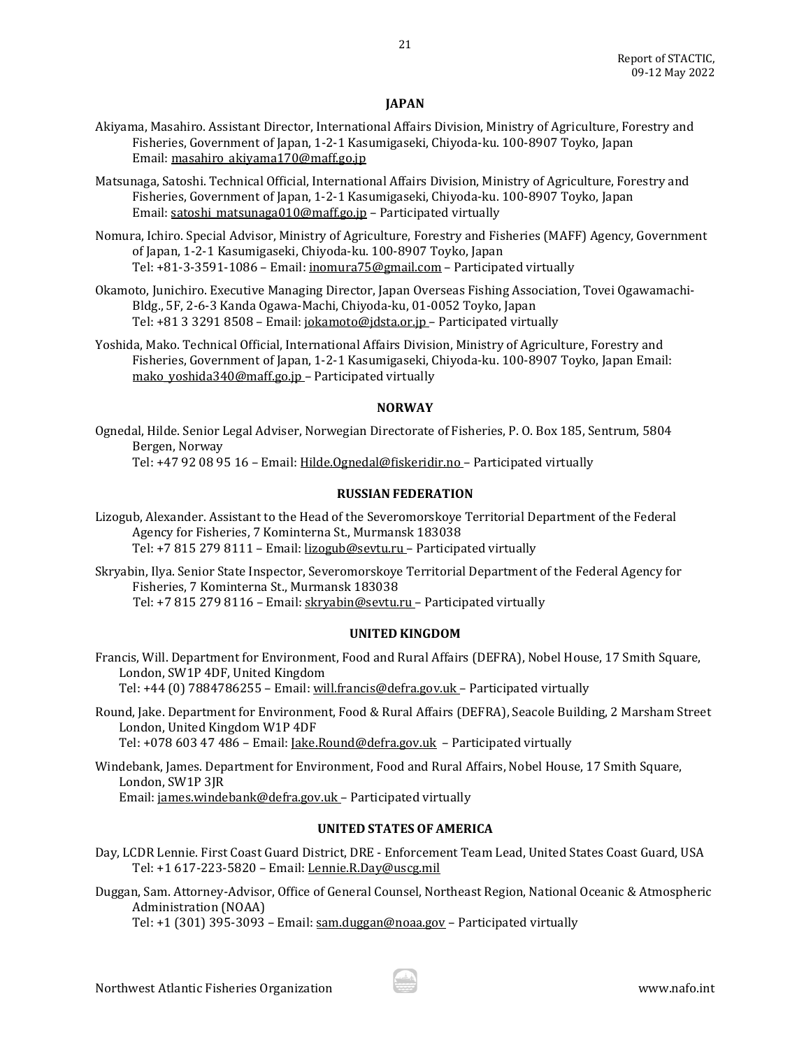**JAPAN**

Akiyama, Masahiro. Assistant Director, International Affairs Division, Ministry of Agriculture, Forestry and Fisheries, Government of Japan, 1-2-1 Kasumigaseki, Chiyoda-ku. 100-8907 Toyko, Japan
Email: masahiro_akiyama170@maff.go.jp

Matsunaga, Satoshi. Technical Official, International Affairs Division, Ministry of Agriculture, Forestry and Fisheries, Government of Japan, 1-2-1 Kasumigaseki, Chiyoda-ku. 100-8907 Toyko, Japan
Email: satoshi_matsunaga010@maff.go.jp – Participated virtually

Nomura, Ichiro. Special Advisor, Ministry of Agriculture, Forestry and Fisheries (MAFF) Agency, Government of Japan, 1-2-1 Kasumigaseki, Chiyoda-ku. 100-8907 Toyko, Japan
Tel: +81-3-3591-1086 – Email: inomura75@gmail.com – Participated virtually

Okamoto, Junichiro. Executive Managing Director, Japan Overseas Fishing Association, Tovei Ogawamachi-Bldg., 5F, 2-6-3 Kanda Ogawa-Machi, Chiyoda-ku, 01-0052 Toyko, Japan
Tel: +81 3 3291 8508 – Email: jokamoto@jdsta.or.jp – Participated virtually

Yoshida, Mako. Technical Official, International Affairs Division, Ministry of Agriculture, Forestry and Fisheries, Government of Japan, 1-2-1 Kasumigaseki, Chiyoda-ku. 100-8907 Toyko, Japan Email: mako_yoshida340@maff.go.jp – Participated virtually

**NORWAY**

Ognedal, Hilde. Senior Legal Adviser, Norwegian Directorate of Fisheries, P. O. Box 185, Sentrum, 5804 Bergen, Norway
Tel: +47 92 08 95 16 – Email: Hilde.Ognedal@fiskeridir.no – Participated virtually

**RUSSIAN FEDERATION**

Lizogub, Alexander. Assistant to the Head of the Severomorskoye Territorial Department of the Federal Agency for Fisheries, 7 Kominterna St., Murmansk 183038
Tel: +7 815 279 8111 – Email: lizogub@sevtu.ru – Participated virtually

Skryabin, Ilya. Senior State Inspector, Severomorskoye Territorial Department of the Federal Agency for Fisheries, 7 Kominterna St., Murmansk 183038
Tel: +7 815 279 8116 – Email: skryabin@sevtu.ru – Participated virtually

**UNITED KINGDOM**

Francis, Will. Department for Environment, Food and Rural Affairs (DEFRA), Nobel House, 17 Smith Square, London, SW1P 4DF, United Kingdom
Tel: +44 (0) 7884786255 – Email: will.francis@defra.gov.uk – Participated virtually

Round, Jake. Department for Environment, Food & Rural Affairs (DEFRA), Seacole Building, 2 Marsham Street London, United Kingdom W1P 4DF
Tel: +078 603 47 486 – Email: Jake.Round@defra.gov.uk – Participated virtually

Windebank, James. Department for Environment, Food and Rural Affairs, Nobel House, 17 Smith Square, London, SW1P 3JR
Email: james.windebank@defra.gov.uk – Participated virtually

**UNITED STATES OF AMERICA**

Day, LCDR Lennie. First Coast Guard District, DRE - Enforcement Team Lead, United States Coast Guard, USA
Tel: +1 617-223-5820 – Email: Lennie.R.Day@uscg.mil

Duggan, Sam. Attorney-Advisor, Office of General Counsel, Northeast Region, National Oceanic & Atmospheric Administration (NOAA)
Tel: +1 (301) 395-3093 – Email: sam.duggan@noaa.gov – Participated virtually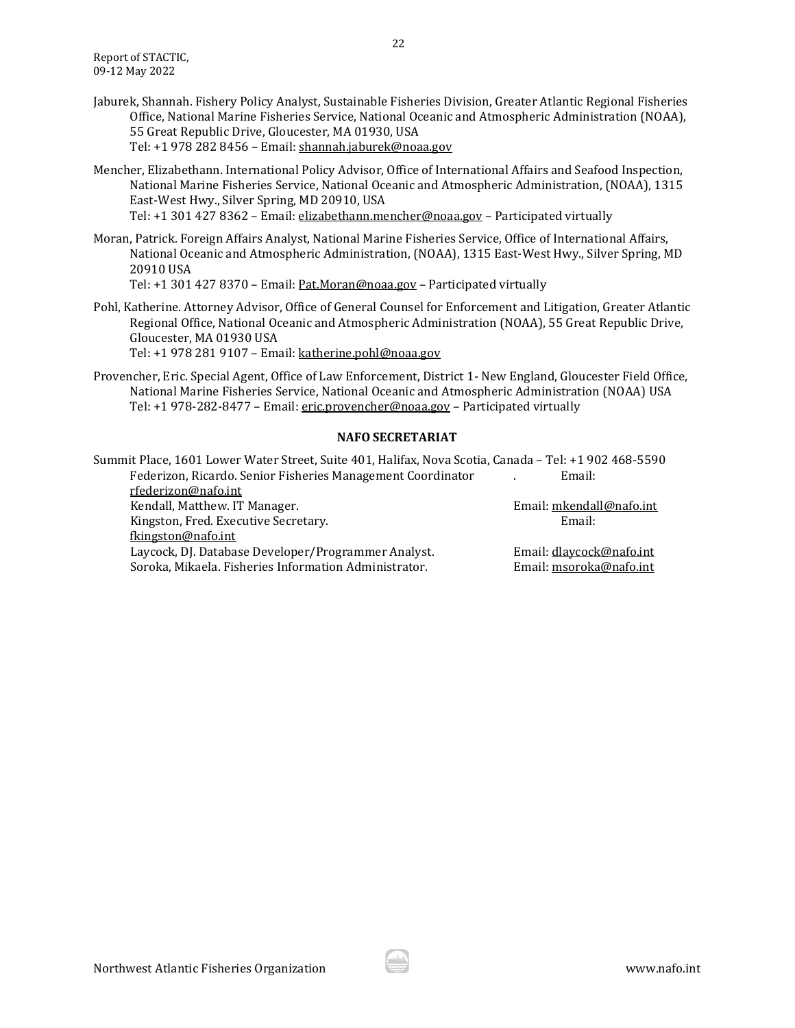Jaburek, Shannah. Fishery Policy Analyst, Sustainable Fisheries Division, Greater Atlantic Regional Fisheries Office, National Marine Fisheries Service, National Oceanic and Atmospheric Administration (NOAA), 55 Great Republic Drive, Gloucester, MA 01930, USA
Tel: +1 978 282 8456 – Email: shannah.jaburek@noaa.gov

Mencher, Elizabethann. International Policy Advisor, Office of International Affairs and Seafood Inspection, National Marine Fisheries Service, National Oceanic and Atmospheric Administration, (NOAA), 1315 East-West Hwy., Silver Spring, MD 20910, USA
Tel: +1 301 427 8362 – Email: elizabethann.mencher@noaa.gov – Participated virtually

Moran, Patrick. Foreign Affairs Analyst, National Marine Fisheries Service, Office of International Affairs, National Oceanic and Atmospheric Administration, (NOAA), 1315 East-West Hwy., Silver Spring, MD 20910 USA
Tel: +1 301 427 8370 – Email: Pat.Moran@noaa.gov – Participated virtually

Pohl, Katherine. Attorney Advisor, Office of General Counsel for Enforcement and Litigation, Greater Atlantic Regional Office, National Oceanic and Atmospheric Administration (NOAA), 55 Great Republic Drive, Gloucester, MA 01930 USA
Tel: +1 978 281 9107 – Email: katherine.pohl@noaa.gov

Provencher, Eric. Special Agent, Office of Law Enforcement, District 1- New England, Gloucester Field Office, National Marine Fisheries Service, National Oceanic and Atmospheric Administration (NOAA) USA
Tel: +1 978-282-8477 – Email: eric.provencher@noaa.gov – Participated virtually

**NAFO SECRETARIAT**

Summit Place, 1601 Lower Water Street, Suite 401, Halifax, Nova Scotia, Canada – Tel: +1 902 468-5590

Federizon, Ricardo. Senior Fisheries Management Coordinator. Email: rfederizon@nafo.int
Kendall, Matthew. IT Manager. Email: mkendall@nafo.int
Kingston, Fred. Executive Secretary. Email: fkingston@nafo.int
Laycock, DJ. Database Developer/Programmer Analyst. Email: dlaycock@nafo.int
Soroka, Mikaela. Fisheries Information Administrator. Email: msoroka@nafo.int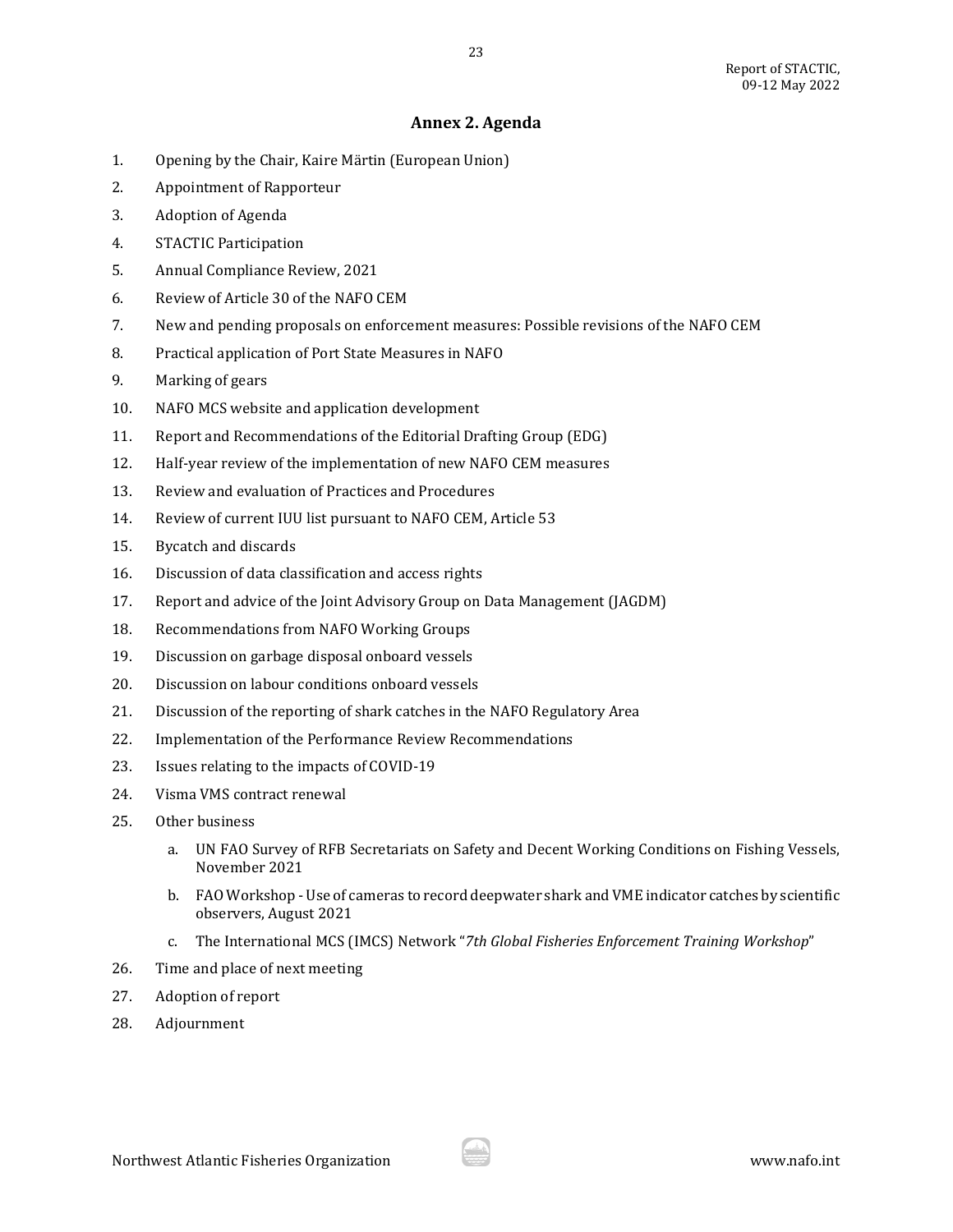## Annex 2. Agenda

1. Opening by the Chair, Kaire Märtin (European Union)
2. Appointment of Rapporteur
3. Adoption of Agenda
4. STACTIC Participation
5. Annual Compliance Review, 2021
6. Review of Article 30 of the NAFO CEM
7. New and pending proposals on enforcement measures: Possible revisions of the NAFO CEM
8. Practical application of Port State Measures in NAFO
9. Marking of gears
10. NAFO MCS website and application development
11. Report and Recommendations of the Editorial Drafting Group (EDG)
12. Half-year review of the implementation of new NAFO CEM measures
13. Review and evaluation of Practices and Procedures
14. Review of current IUU list pursuant to NAFO CEM, Article 53
15. Bycatch and discards
16. Discussion of data classification and access rights
17. Report and advice of the Joint Advisory Group on Data Management (JAGDM)
18. Recommendations from NAFO Working Groups
19. Discussion on garbage disposal onboard vessels
20. Discussion on labour conditions onboard vessels
21. Discussion of the reporting of shark catches in the NAFO Regulatory Area
22. Implementation of the Performance Review Recommendations
23. Issues relating to the impacts of COVID-19
24. Visma VMS contract renewal
25. Other business
    a. UN FAO Survey of RFB Secretariats on Safety and Decent Working Conditions on Fishing Vessels, November 2021
    b. FAO Workshop - Use of cameras to record deepwater shark and VME indicator catches by scientific observers, August 2021
    c. The International MCS (IMCS) Network "*7th Global Fisheries Enforcement Training Workshop*"
26. Time and place of next meeting
27. Adoption of report
28. Adjournment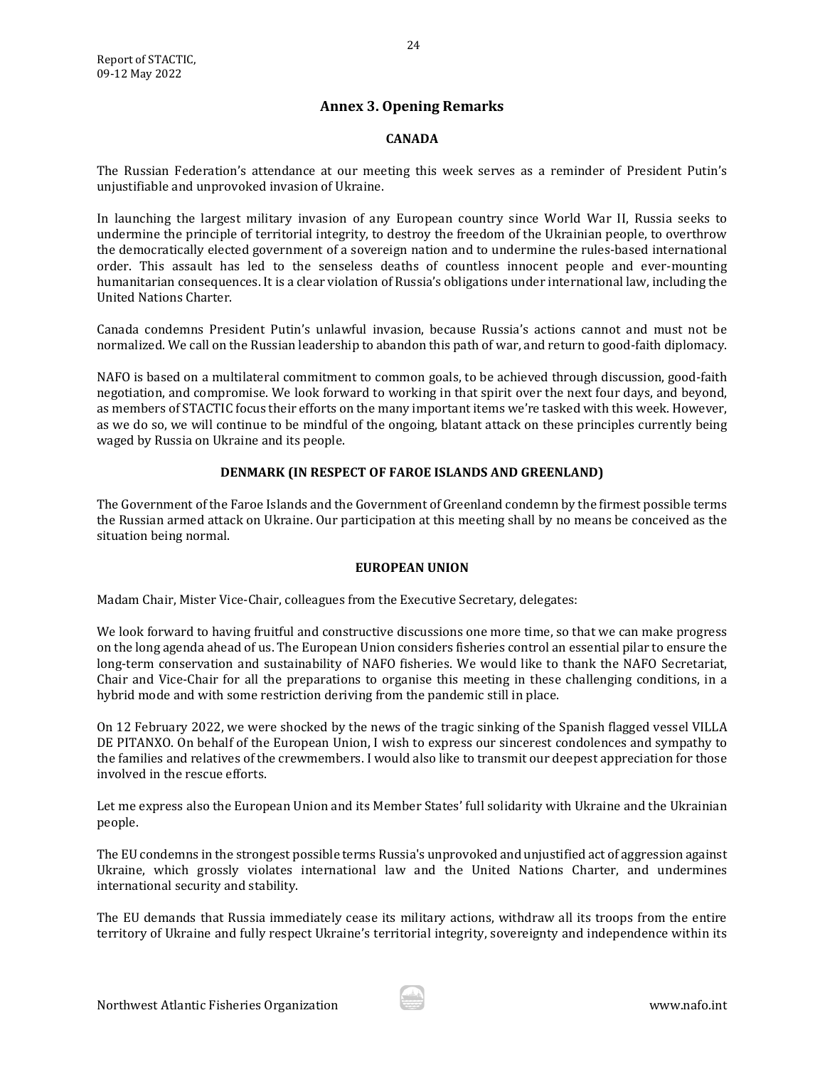## Annex 3. Opening Remarks

### CANADA

The Russian Federation's attendance at our meeting this week serves as a reminder of President Putin's unjustifiable and unprovoked invasion of Ukraine.

In launching the largest military invasion of any European country since World War II, Russia seeks to undermine the principle of territorial integrity, to destroy the freedom of the Ukrainian people, to overthrow the democratically elected government of a sovereign nation and to undermine the rules-based international order. This assault has led to the senseless deaths of countless innocent people and ever-mounting humanitarian consequences. It is a clear violation of Russia's obligations under international law, including the United Nations Charter.

Canada condemns President Putin's unlawful invasion, because Russia's actions cannot and must not be normalized. We call on the Russian leadership to abandon this path of war, and return to good-faith diplomacy.

NAFO is based on a multilateral commitment to common goals, to be achieved through discussion, good-faith negotiation, and compromise. We look forward to working in that spirit over the next four days, and beyond, as members of STACTIC focus their efforts on the many important items we're tasked with this week. However, as we do so, we will continue to be mindful of the ongoing, blatant attack on these principles currently being waged by Russia on Ukraine and its people.

### DENMARK (IN RESPECT OF FAROE ISLANDS AND GREENLAND)

The Government of the Faroe Islands and the Government of Greenland condemn by the firmest possible terms the Russian armed attack on Ukraine. Our participation at this meeting shall by no means be conceived as the situation being normal.

### EUROPEAN UNION

Madam Chair, Mister Vice-Chair, colleagues from the Executive Secretary, delegates:

We look forward to having fruitful and constructive discussions one more time, so that we can make progress on the long agenda ahead of us. The European Union considers fisheries control an essential pilar to ensure the long-term conservation and sustainability of NAFO fisheries. We would like to thank the NAFO Secretariat, Chair and Vice-Chair for all the preparations to organise this meeting in these challenging conditions, in a hybrid mode and with some restriction deriving from the pandemic still in place.

On 12 February 2022, we were shocked by the news of the tragic sinking of the Spanish flagged vessel VILLA DE PITANXO. On behalf of the European Union, I wish to express our sincerest condolences and sympathy to the families and relatives of the crewmembers. I would also like to transmit our deepest appreciation for those involved in the rescue efforts.

Let me express also the European Union and its Member States' full solidarity with Ukraine and the Ukrainian people.

The EU condemns in the strongest possible terms Russia's unprovoked and unjustified act of aggression against Ukraine, which grossly violates international law and the United Nations Charter, and undermines international security and stability.

The EU demands that Russia immediately cease its military actions, withdraw all its troops from the entire territory of Ukraine and fully respect Ukraine's territorial integrity, sovereignty and independence within its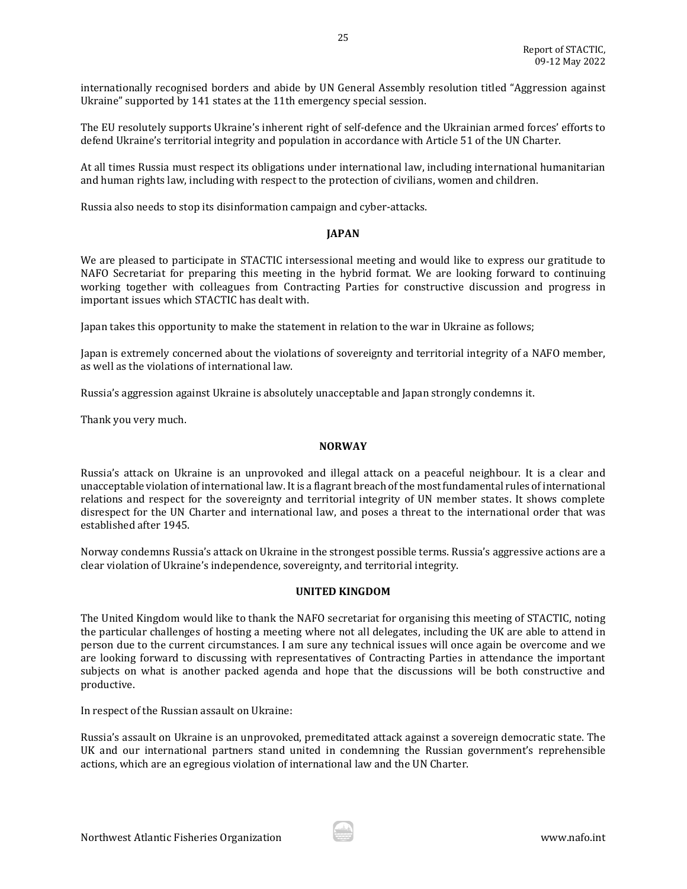internationally recognised borders and abide by UN General Assembly resolution titled "Aggression against Ukraine" supported by 141 states at the 11th emergency special session.

The EU resolutely supports Ukraine's inherent right of self-defence and the Ukrainian armed forces' efforts to defend Ukraine's territorial integrity and population in accordance with Article 51 of the UN Charter.

At all times Russia must respect its obligations under international law, including international humanitarian and human rights law, including with respect to the protection of civilians, women and children.

Russia also needs to stop its disinformation campaign and cyber-attacks.

**JAPAN**

We are pleased to participate in STACTIC intersessional meeting and would like to express our gratitude to NAFO Secretariat for preparing this meeting in the hybrid format. We are looking forward to continuing working together with colleagues from Contracting Parties for constructive discussion and progress in important issues which STACTIC has dealt with.

Japan takes this opportunity to make the statement in relation to the war in Ukraine as follows;

Japan is extremely concerned about the violations of sovereignty and territorial integrity of a NAFO member, as well as the violations of international law.

Russia's aggression against Ukraine is absolutely unacceptable and Japan strongly condemns it.

Thank you very much.

**NORWAY**

Russia's attack on Ukraine is an unprovoked and illegal attack on a peaceful neighbour. It is a clear and unacceptable violation of international law. It is a flagrant breach of the most fundamental rules of international relations and respect for the sovereignty and territorial integrity of UN member states. It shows complete disrespect for the UN Charter and international law, and poses a threat to the international order that was established after 1945.

Norway condemns Russia's attack on Ukraine in the strongest possible terms. Russia's aggressive actions are a clear violation of Ukraine's independence, sovereignty, and territorial integrity.

**UNITED KINGDOM**

The United Kingdom would like to thank the NAFO secretariat for organising this meeting of STACTIC, noting the particular challenges of hosting a meeting where not all delegates, including the UK are able to attend in person due to the current circumstances. I am sure any technical issues will once again be overcome and we are looking forward to discussing with representatives of Contracting Parties in attendance the important subjects on what is another packed agenda and hope that the discussions will be both constructive and productive.

In respect of the Russian assault on Ukraine:

Russia's assault on Ukraine is an unprovoked, premeditated attack against a sovereign democratic state. The UK and our international partners stand united in condemning the Russian government's reprehensible actions, which are an egregious violation of international law and the UN Charter.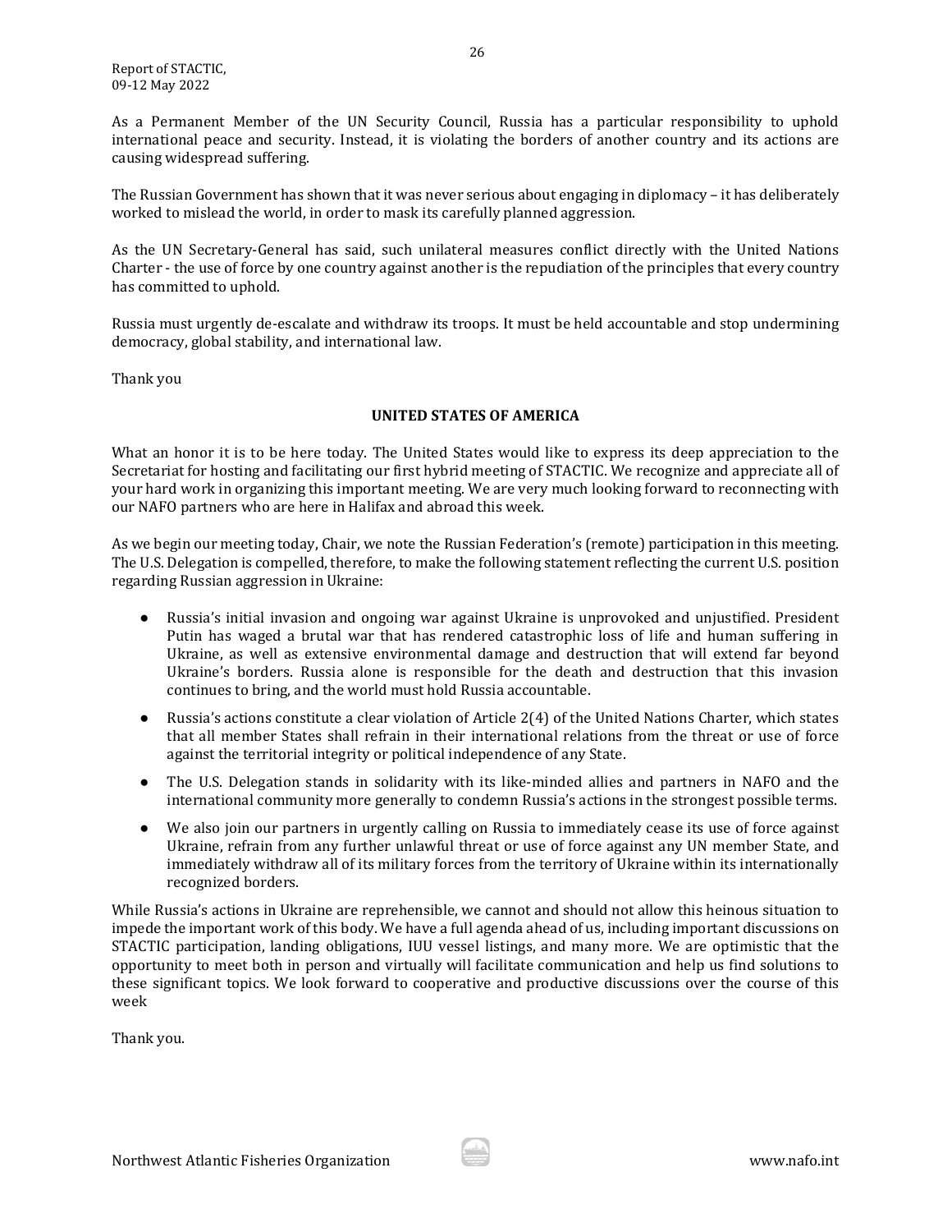As a Permanent Member of the UN Security Council, Russia has a particular responsibility to uphold international peace and security. Instead, it is violating the borders of another country and its actions are causing widespread suffering.

The Russian Government has shown that it was never serious about engaging in diplomacy – it has deliberately worked to mislead the world, in order to mask its carefully planned aggression.

As the UN Secretary-General has said, such unilateral measures conflict directly with the United Nations Charter - the use of force by one country against another is the repudiation of the principles that every country has committed to uphold.

Russia must urgently de-escalate and withdraw its troops. It must be held accountable and stop undermining democracy, global stability, and international law.

Thank you

**UNITED STATES OF AMERICA**

What an honor it is to be here today. The United States would like to express its deep appreciation to the Secretariat for hosting and facilitating our first hybrid meeting of STACTIC. We recognize and appreciate all of your hard work in organizing this important meeting. We are very much looking forward to reconnecting with our NAFO partners who are here in Halifax and abroad this week.

As we begin our meeting today, Chair, we note the Russian Federation's (remote) participation in this meeting. The U.S. Delegation is compelled, therefore, to make the following statement reflecting the current U.S. position regarding Russian aggression in Ukraine:

- Russia's initial invasion and ongoing war against Ukraine is unprovoked and unjustified. President Putin has waged a brutal war that has rendered catastrophic loss of life and human suffering in Ukraine, as well as extensive environmental damage and destruction that will extend far beyond Ukraine's borders. Russia alone is responsible for the death and destruction that this invasion continues to bring, and the world must hold Russia accountable.
- Russia's actions constitute a clear violation of Article 2(4) of the United Nations Charter, which states that all member States shall refrain in their international relations from the threat or use of force against the territorial integrity or political independence of any State.
- The U.S. Delegation stands in solidarity with its like-minded allies and partners in NAFO and the international community more generally to condemn Russia's actions in the strongest possible terms.
- We also join our partners in urgently calling on Russia to immediately cease its use of force against Ukraine, refrain from any further unlawful threat or use of force against any UN member State, and immediately withdraw all of its military forces from the territory of Ukraine within its internationally recognized borders.

While Russia's actions in Ukraine are reprehensible, we cannot and should not allow this heinous situation to impede the important work of this body. We have a full agenda ahead of us, including important discussions on STACTIC participation, landing obligations, IUU vessel listings, and many more. We are optimistic that the opportunity to meet both in person and virtually will facilitate communication and help us find solutions to these significant topics. We look forward to cooperative and productive discussions over the course of this week

Thank you.